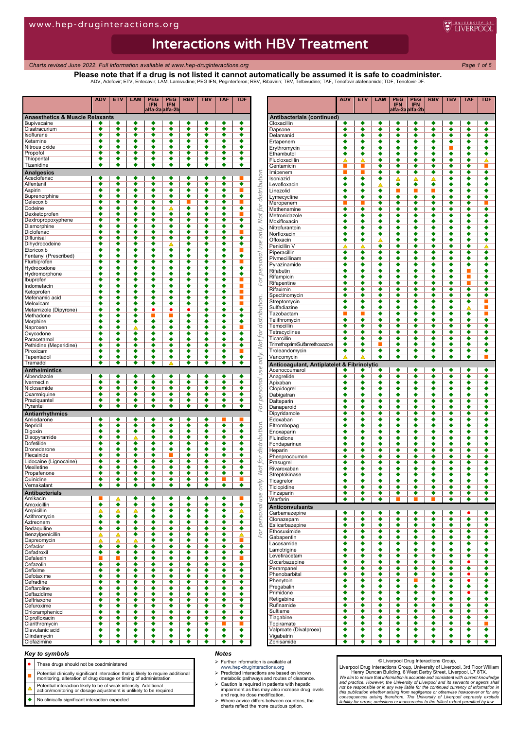# Interactions with HBV Treatment

www.hep-druginteractions.org

*Charts revised June 2022. Full information available at www.hep-druginteractions.org*

**Please note that if a drug is not listed it cannot automatically be assumed it is safe to coadminister.**

ADV, Adefovir; ETV, Entecavir; LAM, Lamivudine; PEG IFN, Peginterferon; RBV, Ribavirin; TBV, Telbivudine; TAF, Tenofovir alafenamide; TDF, Tenofovir-DF.

| | ADV | ETV | LAM | PEG IFN alfa-2a | PEG IFN alfa-2b | RBV | TBV | TAF | TDF |
|---|---|---|---|---|---|---|---|---|---|
| **Anaesthetics & Muscle Relaxants** | | | | | | | | | |
| Bupivacaine | ◆ | ◆ | ◆ | ◆ | ◆ | ◆ | ◆ | ◆ | ◆ |
| Cisatracurium | ◆ | ◆ | ◆ | ◆ | ◆ | ◆ | ◆ | ◆ | ◆ |
| Isoflurane | ◆ | ◆ | ◆ | ◆ | ◆ | ◆ | ◆ | ◆ | ■ |
| Ketamine | ◆ | ◆ | ◆ | ◆ | ◆ | ◆ | ◆ | ◆ | ◆ |
| Nitrous oxide | ◆ | ◆ | ◆ | ◆ | ◆ | ◆ | ◆ | ◆ | ◆ |
| Propofol | ◆ | ◆ | ◆ | ◆ | ◆ | ◆ | ◆ | ◆ | ◆ |
| Thiopental | ◆ | ◆ | ◆ | ◆ | ◆ | ◆ | ◆ | ◆ | ◆ |
| Tizanidine | ◆ | ◆ | ◆ | ◆ | ◆ | ◆ | ◆ | ◆ | ◆ |
| **Analgesics** | | | | | | | | | |
| Aceclofenac | ◆ | ◆ | ◆ | ◆ | ◆ | ◆ | ◆ | ◆ | ■ |
| Alfentanil | ◆ | ◆ | ◆ | ◆ | ◆ | ◆ | ◆ | ◆ | ◆ |
| Aspirin | ◆ | ◆ | ◆ | ◆ | ◆ | ◆ | ◆ | ◆ | ◆ |
| Buprenorphine | ◆ | ◆ | ◆ | ◆ | ◆ | ◆ | ◆ | ◆ | ◆ |
| Celecoxib | ◆ | ◆ | ◆ | ◆ | ◆ | ■ | ◆ | ◆ | ■ |
| Codeine | ◆ | ◆ | ◆ | ◆ | △ | ◆ | ◆ | ◆ | ◆ |
| Dexketoprofen | ◆ | ◆ | ◆ | ◆ | ◆ | ◆ | ◆ | ◆ | ■ |
| Dextropropoxyphene | ◆ | ◆ | ◆ | ◆ | ◆ | ◆ | ◆ | ◆ | ◆ |
| Diamorphine | ◆ | ◆ | ◆ | ◆ | ◆ | ◆ | ◆ | ◆ | ◆ |
| Diclofenac | ◆ | ◆ | ◆ | ◆ | ◆ | ◆ | ◆ | ◆ | ■ |
| Diflunisal | ◆ | ◆ | ◆ | ◆ | ◆ | ◆ | ◆ | ◆ | ■ |
| Dihydrocodeine | ◆ | ◆ | ◆ | ◆ | △ | ◆ | ◆ | ◆ | ◆ |
| Etoricoxib | ◆ | ◆ | ◆ | ◆ | ◆ | ◆ | ◆ | ◆ | ■ |
| Fentanyl (Prescribed) | ◆ | ◆ | ◆ | ◆ | ◆ | ◆ | ◆ | ◆ | ◆ |
| Flurbiprofen | ◆ | ◆ | ◆ | ◆ | ◆ | ◆ | ◆ | ◆ | ■ |
| Hydrocodone | ◆ | ◆ | ◆ | ◆ | ◆ | ◆ | ◆ | ◆ | ◆ |
| Hydromorphone | ◆ | ◆ | ◆ | ◆ | ◆ | ◆ | ◆ | ◆ | ◆ |
| Ibuprofen | ◆ | ◆ | ◆ | ◆ | ◆ | ◆ | ◆ | ◆ | ■ |
| Indometacin | ◆ | ◆ | ◆ | ◆ | ◆ | ◆ | ◆ | ◆ | ■ |
| Ketoprofen | ◆ | ◆ | ◆ | ◆ | ◆ | ◆ | ◆ | ◆ | ■ |
| Mefenamic acid | ◆ | ◆ | ◆ | ◆ | ◆ | ◆ | ◆ | ◆ | ■ |
| Meloxicam | ◆ | ◆ | ◆ | ◆ | ◆ | ◆ | ◆ | ◆ | ■ |
| Metamizole (Dipyrone) | ◆ | ◆ | ◆ | ● | ● | ● | ◆ | ◆ | ◆ |
| Methadone | ◆ | ◆ | ◆ | ■ | ■ | ◆ | ◆ | ◆ | ◆ |
| Morphine | ◆ | ◆ | ◆ | ◆ | ◆ | ◆ | ◆ | ◆ | ◆ |
| Naproxen | ◆ | ◆ | △ | ◆ | ◆ | ◆ | ◆ | ◆ | ■ |
| Oxycodone | ◆ | ◆ | ◆ | ◆ | ◆ | ◆ | ◆ | ◆ | ◆ |
| Paracetamol | ◆ | ◆ | ◆ | ◆ | ◆ | ◆ | ◆ | ◆ | ◆ |
| Pethidine (Meperidine) | ◆ | ◆ | ◆ | ◆ | ◆ | ◆ | ◆ | ◆ | ◆ |
| Piroxicam | ◆ | ◆ | ◆ | ◆ | ◆ | ◆ | ◆ | ◆ | ■ |
| Tapentadol | ◆ | ◆ | ◆ | ◆ | ◆ | ◆ | ◆ | ◆ | ◆ |
| Tramadol | ◆ | ◆ | ◆ | ◆ | △ | ◆ | ◆ | ◆ | ◆ |
| **Anthelmintics** | | | | | | | | | |
| Albendazole | ◆ | ◆ | ◆ | ◆ | ◆ | ◆ | ◆ | ◆ | ◆ |
| Ivermectin | ◆ | ◆ | ◆ | ◆ | ◆ | ◆ | ◆ | ◆ | ◆ |
| Niclosamide | ◆ | ◆ | ◆ | ◆ | ◆ | ◆ | ◆ | ◆ | ◆ |
| Oxamniquine | ◆ | ◆ | ◆ | ◆ | ◆ | ◆ | ◆ | ◆ | ◆ |
| Praziquantel | ◆ | ◆ | ◆ | ◆ | ◆ | ◆ | ◆ | ◆ | ◆ |
| Pyrantel | ◆ | ◆ | ◆ | ◆ | ◆ | ◆ | ◆ | ◆ | ◆ |
| **Antiarrhythmics** | | | | | | | | | |
| Amiodarone | ◆ | ◆ | ◆ | ◆ | ◆ | ◆ | ◆ | ■ | ■ |
| Bepridil | ◆ | ◆ | ◆ | ◆ | ◆ | ◆ | ◆ | ◆ | ◆ |
| Digoxin | ◆ | ◆ | ◆ | ◆ | ◆ | ◆ | ◆ | ◆ | ◆ |
| Disopyramide | ◆ | ◆ | △ | ◆ | ◆ | ◆ | ◆ | ◆ | ◆ |
| Dofetilide | ◆ | ◆ | ◆ | ◆ | ◆ | ◆ | ◆ | ◆ | ◆ |
| Dronedarone | ◆ | ◆ | ◆ | ◆ | ◆ | ◆ | ◆ | ◆ | ◆ |
| Flecainide | ◆ | ◆ | ◆ | ◆ | ■ | ◆ | ◆ | ◆ | ◆ |
| Lidocaine (Lignocaine) | ◆ | ◆ | ◆ | ◆ | ◆ | ◆ | ◆ | ◆ | ◆ |
| Mexiletine | ◆ | ◆ | ◆ | ◆ | ◆ | ◆ | ◆ | ◆ | ◆ |
| Propafenone | ◆ | ◆ | ◆ | ◆ | ◆ | ◆ | ◆ | ◆ | ◆ |
| Quinidine | ◆ | ◆ | ◆ | ◆ | ◆ | ◆ | ◆ | ■ | ■ |
| Vernakalant | ◆ | ◆ | ◆ | ◆ | ◆ | ◆ | ◆ | ◆ | ◆ |
| **Antibacterials** | | | | | | | | | |
| Amikacin | ■ | △ | ◆ | ◆ | ◆ | ◆ | ◆ | ◆ | ■ |
| Amoxicillin | ◆ | ◆ | ◆ | ◆ | ◆ | ◆ | ◆ | ◆ | ◆ |
| Ampicillin | △ | △ | △ | ◆ | ◆ | ◆ | ◆ | ◆ | △ |
| Azithromycin | ◆ | ◆ | ◆ | ◆ | ◆ | ◆ | ◆ | ◆ | ◆ |
| Aztreonam | ◆ | ◆ | ◆ | ◆ | ◆ | ◆ | ◆ | ◆ | ◆ |
| Bedaquiline | ◆ | ◆ | ◆ | ◆ | ◆ | ◆ | ◆ | ◆ | ◆ |
| Benzylpenicillin | △ | △ | ◆ | ◆ | ◆ | ◆ | ◆ | ◆ | △ |
| Capreomycin | △ | △ | △ | ◆ | ◆ | ◆ | ◆ | ◆ | ■ |
| Cefaclor | ◆ | ◆ | ◆ | ◆ | ◆ | ◆ | ◆ | ◆ | ◆ |
| Cefadroxil | ◆ | ◆ | ◆ | ◆ | ◆ | ◆ | ◆ | ◆ | ◆ |
| Cefalexin | ■ | ■ | ◆ | ◆ | ◆ | ◆ | ◆ | ◆ | ■ |
| Cefazolin | ◆ | ◆ | ◆ | ◆ | ◆ | ◆ | ◆ | ◆ | ◆ |
| Cefixime | ◆ | ◆ | ◆ | ◆ | ◆ | ◆ | ◆ | ◆ | ◆ |
| Cefotaxime | ◆ | ◆ | ◆ | ◆ | ◆ | ◆ | ◆ | ◆ | ◆ |
| Cefradine | ◆ | ◆ | ◆ | ◆ | ◆ | ◆ | ◆ | ◆ | ◆ |
| Ceftaroline | ◆ | ◆ | ◆ | ◆ | ◆ | ◆ | ◆ | ◆ | ◆ |
| Ceftazidime | ◆ | ◆ | ◆ | ◆ | ◆ | ◆ | ◆ | ◆ | ◆ |
| Ceftriaxone | ◆ | ◆ | ◆ | ◆ | ◆ | ◆ | ◆ | ◆ | ◆ |
| Cefuroxime | ◆ | ◆ | ◆ | ◆ | ◆ | ◆ | ◆ | ◆ | ◆ |
| Chloramphenicol | ◆ | ◆ | ◆ | ◆ | ◆ | ◆ | ◆ | ◆ | ◆ |
| Ciprofloxacin | ◆ | ◆ | ◆ | ◆ | ◆ | ◆ | ◆ | ◆ | ◆ |
| Clarithromycin | ◆ | ◆ | ◆ | ◆ | ◆ | ◆ | ◆ | ■ | ■ |
| Clavulanic acid | ◆ | ◆ | ◆ | ◆ | ◆ | ◆ | ◆ | ◆ | ◆ |
| Clindamycin | ◆ | ◆ | ◆ | ◆ | ◆ | ◆ | ◆ | ◆ | ◆ |
| Clofazimine | ◆ | ◆ | ◆ | ◆ | ◆ | ◆ | ◆ | ◆ | ◆ |

| | ADV | ETV | LAM | PEG IFN alfa-2a | PEG IFN alfa-2b | RBV | TBV | TAF | TDF |
|---|---|---|---|---|---|---|---|---|---|
| **Antibacterials (continued)** | | | | | | | | | |
| Cloxacillin | ◆ | ◆ | ◆ | ◆ | ◆ | ◆ | ◆ | ◆ | ◆ |
| Dapsone | ◆ | ◆ | ◆ | ◆ | ◆ | ◆ | ◆ | ◆ | ◆ |
| Delamanid | ◆ | ◆ | ◆ | ◆ | ◆ | ◆ | ◆ | ◆ | ◆ |
| Ertapenem | ◆ | ◆ | ◆ | ◆ | ◆ | ◆ | ◆ | ◆ | ◆ |
| Erythromycin | ◆ | ◆ | ◆ | ◆ | ◆ | ◆ | ■ | ◆ | ◆ |
| Ethambutol | ◆ | ◆ | ◆ | ◆ | ◆ | ◆ | ◆ | ◆ | ◆ |
| Flucloxacillin | △ | △ | ◆ | ◆ | ◆ | ◆ | ◆ | ◆ | △ |
| Gentamicin | ■ | ■ | ◆ | ◆ | ◆ | ◆ | ◆ | ◆ | ■ |
| Imipenem | ■ | ■ | ◆ | ◆ | ◆ | ◆ | ◆ | ◆ | ◆ |
| Isoniazid | ◆ | ◆ | ◆ | △ | △ | △ | ◆ | ◆ | ◆ |
| Levofloxacin | ◆ | ◆ | △ | ◆ | ◆ | ◆ | ◆ | ◆ | ◆ |
| Linezolid | ◆ | ◆ | ◆ | ■ | ■ | ■ | ◆ | ◆ | ◆ |
| Lymecycline | ◆ | ◆ | ◆ | ◆ | ◆ | ◆ | ◆ | ◆ | ◆ |
| Meropenem | ■ | ■ | ◆ | ◆ | ◆ | ◆ | ◆ | ◆ | ■ |
| Methenamine | ◆ | ◆ | ◆ | ◆ | ◆ | ◆ | ◆ | ◆ | ◆ |
| Metronidazole | ◆ | ◆ | ◆ | ◆ | ◆ | ◆ | ◆ | ◆ | ◆ |
| Moxifloxacin | ◆ | ◆ | ◆ | ◆ | ◆ | ◆ | ◆ | ◆ | ◆ |
| Nitrofurantoin | ◆ | ◆ | ◆ | ◆ | ◆ | ◆ | ◆ | ◆ | ◆ |
| Norfloxacin | ◆ | ◆ | ◆ | ◆ | ◆ | ◆ | ◆ | ◆ | ◆ |
| Ofloxacin | ◆ | ◆ | △ | ◆ | ◆ | ◆ | ◆ | ◆ | ◆ |
| Penicillin V | △ | △ | ◆ | ◆ | ◆ | ◆ | ◆ | ◆ | △ |
| Piperacillin | ◆ | ◆ | ◆ | ◆ | ◆ | ◆ | ◆ | ◆ | ◆ |
| Pivmecillinam | ◆ | ◆ | ◆ | ◆ | ◆ | ◆ | ◆ | ◆ | ◆ |
| Pyrazinamide | ◆ | ◆ | ◆ | ◆ | ◆ | ◆ | ◆ | ◆ | ◆ |
| Rifabutin | ◆ | ◆ | ◆ | ◆ | ◆ | ◆ | ◆ | ■ | ◆ |
| Rifampicin | ◆ | ◆ | ◆ | ◆ | ◆ | ◆ | ◆ | ■ | ◆ |
| Rifapentine | ◆ | ◆ | ◆ | ◆ | ◆ | ◆ | ◆ | ■ | ◆ |
| Rifaximin | ◆ | ◆ | ◆ | ◆ | ◆ | ◆ | ◆ | ◆ | ◆ |
| Spectinomycin | ◆ | ◆ | ◆ | ◆ | ◆ | ◆ | ◆ | ◆ | ◆ |
| Streptomycin | ◆ | ◆ | ◆ | ◆ | ◆ | ◆ | ◆ | ◆ | ■ |
| Sulfadiazine | ◆ | ◆ | ◆ | ◆ | ◆ | ◆ | ◆ | △ | ■ |
| Tazobactam | ■ | ■ | ◆ | ◆ | ◆ | ◆ | ◆ | ◆ | ■ |
| Telithromycin | ◆ | ◆ | ◆ | ◆ | ◆ | ◆ | ◆ | ◆ | ◆ |
| Temocillin | ◆ | ◆ | ◆ | ◆ | ◆ | ◆ | ◆ | ◆ | ◆ |
| Tetracyclines | ◆ | ◆ | ◆ | ◆ | ◆ | ◆ | ◆ | ◆ | ◆ |
| Ticarcillin | ◆ | ◆ | ◆ | ◆ | ◆ | ◆ | ◆ | ◆ | ◆ |
| Trimethoprim/Sulfamethoxazole | ◆ | ◆ | ■ | ◆ | ◆ | ◆ | ◆ | ◆ | ◆ |
| Troleandomycin | ◆ | ◆ | ◆ | ◆ | ◆ | ◆ | ◆ | ◆ | ◆ |
| Vancomycin | △ | △ | ◆ | ◆ | ◆ | ◆ | ◆ | ◆ | ■ |
| **Anticoagulant, Antiplatelet & Fibrinolytic** | | | | | | | | | |
| Acenocoumarol | ◆ | ◆ | ◆ | ◆ | ◆ | ◆ | ◆ | ◆ | ◆ |
| Anagrelide | ◆ | ◆ | ◆ | ◆ | ◆ | ◆ | ◆ | ◆ | ◆ |
| Apixaban | ◆ | ◆ | ◆ | ◆ | ◆ | ◆ | ◆ | ◆ | ◆ |
| Clopidogrel | ◆ | ◆ | ◆ | ◆ | ◆ | ◆ | ◆ | ◆ | ◆ |
| Dabigatran | ◆ | ◆ | ◆ | ◆ | ◆ | ◆ | ◆ | ◆ | ◆ |
| Dalteparin | ◆ | ◆ | ◆ | ◆ | ◆ | ◆ | ◆ | ◆ | ◆ |
| Danaparoid | ◆ | ◆ | ◆ | ◆ | ◆ | ◆ | ◆ | ◆ | ◆ |
| Dipyridamole | ◆ | ◆ | ◆ | ◆ | ◆ | ◆ | ◆ | ◆ | ◆ |
| Edoxaban | ◆ | ◆ | ◆ | ◆ | ◆ | ◆ | ◆ | ◆ | ◆ |
| Eltrombopag | ◆ | ◆ | ◆ | ◆ | ◆ | ◆ | ◆ | ◆ | ◆ |
| Enoxaparin | ◆ | ◆ | ◆ | ◆ | ◆ | ◆ | ◆ | ◆ | ◆ |
| Fluindione | ◆ | ◆ | ◆ | ◆ | ◆ | ◆ | ◆ | ◆ | ◆ |
| Fondaparinux | ◆ | ◆ | ◆ | ◆ | ◆ | ◆ | ◆ | ◆ | ◆ |
| Heparin | ◆ | ◆ | ◆ | ◆ | ◆ | ◆ | ◆ | ◆ | ◆ |
| Phenprocoumon | ◆ | ◆ | ◆ | ◆ | ◆ | ◆ | ◆ | ◆ | ◆ |
| Prasugrel | ◆ | ◆ | ◆ | ◆ | ◆ | ◆ | ◆ | ◆ | ◆ |
| Rivaroxaban | ◆ | ◆ | ◆ | ◆ | ◆ | ◆ | ◆ | ◆ | ◆ |
| Streptokinase | ◆ | ◆ | ◆ | ◆ | ◆ | ◆ | ◆ | ◆ | ◆ |
| Ticagrelor | ◆ | ◆ | ◆ | ◆ | ◆ | ◆ | ◆ | ◆ | ◆ |
| Ticlopidine | ◆ | ◆ | ◆ | ◆ | ◆ | ◆ | ◆ | ◆ | ◆ |
| Tinzaparin | ◆ | ◆ | ◆ | ◆ | ◆ | ◆ | ◆ | ◆ | ◆ |
| Warfarin | ◆ | ◆ | ◆ | ■ | ■ | ■ | ◆ | ◆ | ◆ |
| **Anticonvulsants** | | | | | | | | | |
| Carbamazepine | ◆ | ◆ | ◆ | ◆ | ◆ | ◆ | ◆ | ● | ◆ |
| Clonazepam | ◆ | ◆ | ◆ | ◆ | ◆ | ◆ | ◆ | ◆ | ◆ |
| Eslicarbazepine | ◆ | ◆ | ◆ | ◆ | ◆ | ◆ | ◆ | ◆ | ◆ |
| Ethosuximide | ◆ | ◆ | ◆ | ◆ | ◆ | ◆ | ◆ | ◆ | ◆ |
| Gabapentin | ◆ | ◆ | ◆ | ◆ | ◆ | ◆ | ◆ | ◆ | ◆ |
| Lacosamide | ◆ | ◆ | ◆ | ◆ | ◆ | ◆ | ◆ | ◆ | ◆ |
| Lamotrigine | ◆ | ◆ | ◆ | ◆ | ◆ | ◆ | ◆ | ◆ | ◆ |
| Levetiracetam | ◆ | ◆ | ◆ | ◆ | ◆ | ◆ | ◆ | ◆ | ◆ |
| Oxcarbazepine | ◆ | ◆ | ◆ | ◆ | ◆ | ◆ | ◆ | ● | ◆ |
| Perampanel | ◆ | ◆ | ◆ | ◆ | ◆ | ◆ | ◆ | ◆ | ◆ |
| Phenobarbital | ◆ | ◆ | ◆ | ◆ | ◆ | ◆ | ◆ | ● | ◆ |
| Phenytoin | ◆ | ◆ | ◆ | ◆ | ■ | ◆ | ◆ | ● | ◆ |
| Pregabalin | ◆ | ◆ | ◆ | ◆ | ◆ | ◆ | ◆ | ◆ | ◆ |
| Primidone | ◆ | ◆ | ◆ | ◆ | ◆ | ◆ | ◆ | ● | ◆ |
| Retigabine | ◆ | ◆ | ◆ | ◆ | ◆ | ◆ | ◆ | ◆ | ◆ |
| Rufinamide | ◆ | ◆ | ◆ | ◆ | ◆ | ◆ | ◆ | ◆ | ◆ |
| Sultiame | ◆ | ◆ | ◆ | ◆ | ◆ | ◆ | ◆ | ◆ | ◆ |
| Tiagabine | ◆ | ◆ | ◆ | ◆ | ◆ | ◆ | ◆ | ◆ | ◆ |
| Topiramate | ◆ | ◆ | ◆ | ◆ | ◆ | ◆ | ◆ | ◆ | ■ |
| Valproate (Divalproex) | ◆ | ◆ | ◆ | ◆ | ◆ | ◆ | ◆ | ◆ | ◆ |
| Vigabatrin | ◆ | ◆ | ◆ | ◆ | ◆ | ◆ | ◆ | ◆ | ◆ |
| Zonisamide | ◆ | ◆ | ◆ | ◆ | ◆ | ◆ | ◆ | ◆ | ◆ |

*For personal use only. Not for distribution.*

### Key to symbols

| Symbol | Meaning |
|---|---|
| ● | These drugs should not be coadministered |
| ■ | Potential clinically significant interaction that is likely to require additional monitoring, alteration of drug dosage or timing of administration |
| △ | Potential interaction likely to be of weak intensity. Additional action/monitoring or dosage adjustment is unlikely to be required |
| ◆ | No clinically significant interaction expected |

### Notes

- Further information is available at www.hep-druginteractions.org
- Predicted interactions are based on known metabolic pathways and routes of clearance.
- Caution is required in patients with hepatic impairment as this may also increase drug levels and require dose modification.
- Where advice differs between countries, the charts reflect the more cautious option.

© Liverpool Drug Interactions Group,
Liverpool Drug Interactions Group, University of Liverpool, 3rd Floor William Henry Duncan Building, 6 West Derby Street, Liverpool, L7 8TX.

*We aim to ensure that information is accurate and consistent with current knowledge and practice. However, the University of Liverpool and its servants or agents shall not be responsible or in any way liable for the continued currency of information in this publication whether arising from negligence or otherwise howsoever or for any consequences arising therefrom. The University of Liverpool expressly exclude liability for errors, omissions or inaccuracies to the fullest extent permitted by law.*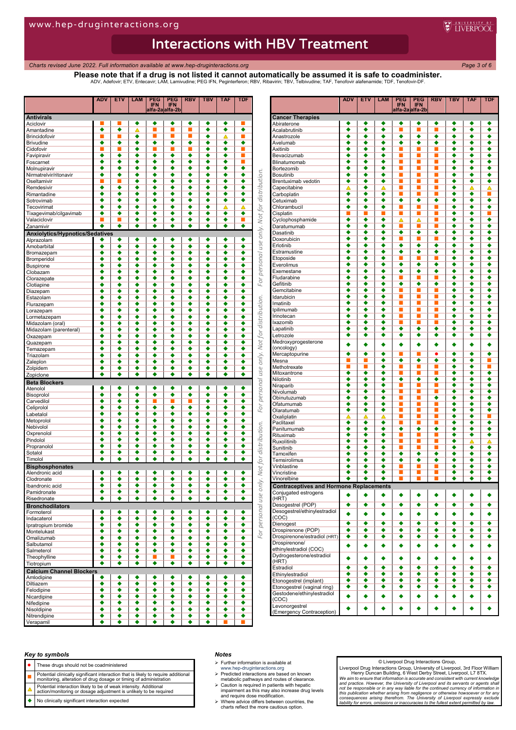# Interactions with HBV Treatment

*Charts revised June 2022. Full information available at www.hep-druginteractions.org*

**Please note that if a drug is not listed it cannot automatically be assumed it is safe to coadminister.**

ADV, Adefovir; ETV, Entecavir; LAM, Lamivudine; PEG IFN, Peginterferon; RBV, Ribavirin; TBV, Telbivudine; TAF, Tenofovir alafenamide; TDF, Tenofovir-DF.

| | ADV | ETV | LAM | PEG IFN alfa-2a | PEG IFN alfa-2b | RBV | TBV | TAF | TDF |
|---|---|---|---|---|---|---|---|---|---|
| **Antivirals** | | | | | | | | | |
| Aciclovir | ■ | ■ | ◆ | ◆ | ◆ | ◆ | ◆ | ◆ | ■ |
| Amantadine | ◆ | ◆ | ▲ | ■ | ■ | ■ | ◆ | ◆ | ◆ |
| Brincidofovir | ■ | ■ | ◆ | ■ | ■ | ■ | ◆ | ▲ | ■ |
| Brivudine | ◆ | ◆ | ◆ | ◆ | ◆ | ◆ | ◆ | ◆ | ◆ |
| Cidofovir | ■ | ■ | ◆ | ■ | ■ | ■ | ◆ | ◆ | ■ |
| Favipiravir | ◆ | ◆ | ◆ | ◆ | ◆ | ◆ | ◆ | ◆ | ■ |
| Foscarnet | ◆ | ◆ | ◆ | ◆ | ◆ | ◆ | ◆ | ◆ | ■ |
| Molnupiravir | ◆ | ◆ | ◆ | ◆ | ◆ | ◆ | ◆ | ◆ | ◆ |
| Nirmatrelvir/ritonavir | ◆ | ◆ | ◆ | ◆ | ◆ | ◆ | ◆ | ◆ | ◆ |
| Oseltamivir | ■ | ■ | ◆ | ◆ | ◆ | ◆ | ◆ | ◆ | ◆ |
| Remdesivir | ■ | ◆ | ◆ | ◆ | ◆ | ◆ | ◆ | ◆ | ◆ |
| Rimantadine | ◆ | ◆ | ◆ | ◆ | ◆ | ◆ | ◆ | ◆ | ◆ |
| Sotrovimab | ◆ | ◆ | ◆ | ◆ | ◆ | ◆ | ◆ | ◆ | ◆ |
| Tecovirimat | ◆ | ◆ | ◆ | ◆ | ◆ | ◆ | ◆ | ▲ | ▲ |
| Tixagevimab/cilgavimab | ◆ | ◆ | ◆ | ◆ | ◆ | ◆ | ◆ | ◆ | ◆ |
| Valaciclovir | ■ | ■ | ◆ | ◆ | ◆ | ◆ | ◆ | ◆ | ■ |
| Zanamivir | ◆ | ◆ | ◆ | ◆ | ◆ | ◆ | ◆ | ◆ | ◆ |
| **Anxiolytics/Hypnotics/Sedatives** | | | | | | | | | |
| Alprazolam | ◆ | ◆ | ◆ | ◆ | ◆ | ◆ | ◆ | ◆ | ◆ |
| Amobarbital | ◆ | ◆ | ◆ | ◆ | ◆ | ◆ | ◆ | ◆ | ◆ |
| Bromazepam | ◆ | ◆ | ◆ | ◆ | ◆ | ◆ | ◆ | ◆ | ◆ |
| Bromperidol | ◆ | ◆ | ◆ | ◆ | ◆ | ◆ | ◆ | ◆ | ◆ |
| Buspirone | ◆ | ◆ | ◆ | ◆ | ◆ | ◆ | ◆ | ◆ | ◆ |
| Clobazam | ◆ | ◆ | ◆ | ◆ | ◆ | ◆ | ◆ | ◆ | ◆ |
| Clorazepate | ◆ | ◆ | ◆ | ◆ | ◆ | ◆ | ◆ | ◆ | ◆ |
| Clotiapine | ◆ | ◆ | ◆ | ◆ | ◆ | ◆ | ◆ | ◆ | ◆ |
| Diazepam | ◆ | ◆ | ◆ | ◆ | ◆ | ◆ | ◆ | ◆ | ◆ |
| Estazolam | ◆ | ◆ | ◆ | ◆ | ◆ | ◆ | ◆ | ◆ | ◆ |
| Flurazepam | ◆ | ◆ | ◆ | ◆ | ◆ | ◆ | ◆ | ◆ | ◆ |
| Lorazepam | ◆ | ◆ | ◆ | ◆ | ◆ | ◆ | ◆ | ◆ | ◆ |
| Lormetazepam | ◆ | ◆ | ◆ | ◆ | ◆ | ◆ | ◆ | ◆ | ◆ |
| Midazolam (oral) | ◆ | ◆ | ◆ | ◆ | ◆ | ◆ | ◆ | ◆ | ◆ |
| Midazolam (parenteral) | ◆ | ◆ | ◆ | ◆ | ◆ | ◆ | ◆ | ◆ | ◆ |
| Oxazepam | ◆ | ◆ | ◆ | ◆ | ◆ | ◆ | ◆ | ◆ | ◆ |
| Quazepam | ◆ | ◆ | ◆ | ◆ | ◆ | ◆ | ◆ | ◆ | ◆ |
| Temazepam | ◆ | ◆ | ◆ | ◆ | ◆ | ◆ | ◆ | ◆ | ◆ |
| Triazolam | ◆ | ◆ | ◆ | ◆ | ◆ | ◆ | ◆ | ◆ | ◆ |
| Zaleplon | ◆ | ◆ | ◆ | ◆ | ◆ | ◆ | ◆ | ◆ | ◆ |
| Zolpidem | ◆ | ◆ | ◆ | ◆ | ◆ | ◆ | ◆ | ◆ | ◆ |
| Zopiclone | ◆ | ◆ | ◆ | ◆ | ◆ | ◆ | ◆ | ◆ | ◆ |
| **Beta Blockers** | | | | | | | | | |
| Atenolol | ◆ | ◆ | ◆ | ◆ | ◆ | ◆ | ◆ | ◆ | ◆ |
| Bisoprolol | ◆ | ◆ | ◆ | ◆ | ◆ | ◆ | ◆ | ◆ | ◆ |
| Carvedilol | ◆ | ◆ | ◆ | ■ | ■ | ■ | ◆ | ◆ | ◆ |
| Celiprolol | ◆ | ◆ | ◆ | ◆ | ◆ | ◆ | ◆ | ◆ | ◆ |
| Labetalol | ◆ | ◆ | ◆ | ◆ | ◆ | ◆ | ◆ | ◆ | ◆ |
| Metoprolol | ◆ | ◆ | ◆ | ◆ | ◆ | ◆ | ◆ | ◆ | ◆ |
| Nebivolol | ◆ | ◆ | ◆ | ◆ | ◆ | ◆ | ◆ | ◆ | ◆ |
| Oxprenolol | ◆ | ◆ | ◆ | ◆ | ◆ | ◆ | ◆ | ◆ | ◆ |
| Pindolol | ◆ | ◆ | ◆ | ◆ | ◆ | ◆ | ◆ | ◆ | ◆ |
| Propranolol | ◆ | ◆ | ◆ | ◆ | ◆ | ◆ | ◆ | ◆ | ◆ |
| Sotalol | ◆ | ◆ | ◆ | ◆ | ◆ | ◆ | ◆ | ◆ | ◆ |
| Timolol | ◆ | ◆ | ◆ | ◆ | ◆ | ◆ | ◆ | ◆ | ◆ |
| **Bisphosphonates** | | | | | | | | | |
| Alendronic acid | ◆ | ◆ | ◆ | ◆ | ◆ | ◆ | ◆ | ◆ | ◆ |
| Clodronate | ◆ | ◆ | ◆ | ◆ | ◆ | ◆ | ◆ | ◆ | ◆ |
| Ibandronic acid | ◆ | ◆ | ◆ | ◆ | ◆ | ◆ | ◆ | ◆ | ◆ |
| Pamidronate | ◆ | ◆ | ◆ | ◆ | ◆ | ◆ | ◆ | ◆ | ◆ |
| Risedronate | ◆ | ◆ | ◆ | ◆ | ◆ | ◆ | ◆ | ◆ | ◆ |
| **Bronchodilators** | | | | | | | | | |
| Formoterol | ◆ | ◆ | ◆ | ◆ | ◆ | ◆ | ◆ | ◆ | ◆ |
| Indacaterol | ◆ | ◆ | ◆ | ◆ | ◆ | ◆ | ◆ | ◆ | ◆ |
| Ipratropium bromide | ◆ | ◆ | ◆ | ◆ | ◆ | ◆ | ◆ | ◆ | ◆ |
| Montelukast | ◆ | ◆ | ◆ | ◆ | ◆ | ◆ | ◆ | ◆ | ◆ |
| Omalizumab | ◆ | ◆ | ◆ | ◆ | ◆ | ◆ | ◆ | ◆ | ◆ |
| Salbutamol | ◆ | ◆ | ◆ | ◆ | ◆ | ◆ | ◆ | ◆ | ◆ |
| Salmeterol | ◆ | ◆ | ◆ | ◆ | ◆ | ◆ | ◆ | ◆ | ◆ |
| Theophylline | ◆ | ◆ | ◆ | ■ | ■ | ◆ | ◆ | ◆ | ◆ |
| Tiotropium | ◆ | ◆ | ◆ | ◆ | ◆ | ◆ | ◆ | ◆ | ◆ |
| **Calcium Channel Blockers** | | | | | | | | | |
| Amlodipine | ◆ | ◆ | ◆ | ◆ | ◆ | ◆ | ◆ | ◆ | ◆ |
| Diltiazem | ◆ | ◆ | ◆ | ◆ | ◆ | ◆ | ◆ | ◆ | ◆ |
| Felodipine | ◆ | ◆ | ◆ | ◆ | ◆ | ◆ | ◆ | ◆ | ◆ |
| Nicardipine | ◆ | ◆ | ◆ | ◆ | ◆ | ◆ | ◆ | ◆ | ◆ |
| Nifedipine | ◆ | ◆ | ◆ | ◆ | ◆ | ◆ | ◆ | ◆ | ◆ |
| Nisoldipine | ◆ | ◆ | ◆ | ◆ | ◆ | ◆ | ◆ | ◆ | ◆ |
| Nitrendipine | ◆ | ◆ | ◆ | ◆ | ◆ | ◆ | ◆ | ◆ | ◆ |
| Verapamil | ◆ | ◆ | ◆ | ◆ | ◆ | ◆ | ◆ | ■ | ■ |

| | ADV | ETV | LAM | PEG IFN alfa-2a | PEG IFN alfa-2b | RBV | TBV | TAF | TDF |
|---|---|---|---|---|---|---|---|---|---|
| **Cancer Therapies** | | | | | | | | | |
| Abiraterone | ◆ | ◆ | ◆ | ◆ | ◆ | ◆ | ◆ | ◆ | ◆ |
| Acalabrutinib | ◆ | ◆ | ◆ | ■ | ■ | ■ | ◆ | ◆ | ◆ |
| Anastrozole | ◆ | ◆ | ◆ | ◆ | ◆ | ◆ | ◆ | ◆ | ◆ |
| Avelumab | ◆ | ◆ | ◆ | ◆ | ◆ | ◆ | ◆ | ◆ | ◆ |
| Axitinib | ◆ | ◆ | ◆ | ■ | ■ | ■ | ◆ | ◆ | ◆ |
| Bevacizumab | ◆ | ◆ | ◆ | ■ | ■ | ■ | ◆ | ◆ | ◆ |
| Blinatumomab | ◆ | ◆ | ◆ | ■ | ■ | ■ | ◆ | ◆ | ◆ |
| Bortezomib | ◆ | ◆ | ◆ | ■ | ■ | ■ | ◆ | ◆ | ◆ |
| Bosutinib | ◆ | ◆ | ◆ | ■ | ■ | ■ | ◆ | ◆ | ◆ |
| Brentuximab vedotin | ◆ | ◆ | ◆ | ■ | ■ | ■ | ◆ | ◆ | ◆ |
| Capecitabine | ▲ | ◆ | ▲ | ■ | ■ | ■ | ◆ | ▲ | ▲ |
| Carboplatin | ◆ | ◆ | ◆ | ■ | ■ | ■ | ◆ | ◆ | ■ |
| Cetuximab | ◆ | ◆ | ◆ | ◆ | ◆ | ◆ | ◆ | ◆ | ◆ |
| Chlorambucil | ◆ | ◆ | ◆ | ■ | ■ | ■ | ◆ | ◆ | ◆ |
| Cisplatin | ■ | ■ | ■ | ■ | ■ | ■ | ◆ | ◆ | ■ |
| Cyclophosphamide | ◆ | ◆ | ◆ | ▲ | ▲ | ■ | ◆ | ◆ | ◆ |
| Daratumumab | ◆ | ◆ | ◆ | ■ | ■ | ■ | ◆ | ◆ | ◆ |
| Dasatinib | ◆ | ◆ | ◆ | ■ | ◆ | ◆ | ◆ | ◆ | ◆ |
| Doxorubicin | ◆ | ◆ | ◆ | ■ | ■ | ■ | ◆ | ◆ | ◆ |
| Erlotinib | ◆ | ◆ | ◆ | ◆ | ◆ | ◆ | ◆ | ◆ | ◆ |
| Estramustine | ◆ | ◆ | ◆ | ◆ | ◆ | ◆ | ◆ | ◆ | ◆ |
| Etoposide | ◆ | ◆ | ◆ | ■ | ■ | ■ | ◆ | ◆ | ◆ |
| Everolimus | ◆ | ◆ | ◆ | ◆ | ◆ | ◆ | ◆ | ◆ | ◆ |
| Exemestane | ◆ | ◆ | ◆ | ◆ | ◆ | ◆ | ◆ | ◆ | ◆ |
| Fludarabine | ◆ | ◆ | ◆ | ■ | ■ | ■ | ◆ | ◆ | ◆ |
| Gefitinib | ◆ | ◆ | ◆ | ◆ | ◆ | ◆ | ◆ | ◆ | ◆ |
| Gemcitabine | ◆ | ◆ | ◆ | ■ | ■ | ■ | ◆ | ◆ | ◆ |
| Idarubicin | ◆ | ◆ | ◆ | ■ | ■ | ■ | ◆ | ◆ | ◆ |
| Imatinib | ◆ | ◆ | ◆ | ■ | ■ | ■ | ◆ | ◆ | ◆ |
| Ipilimumab | ◆ | ◆ | ◆ | ■ | ■ | ■ | ◆ | ◆ | ◆ |
| Irinotecan | ◆ | ◆ | ◆ | ■ | ■ | ■ | ◆ | ◆ | ◆ |
| Ixazomib | ◆ | ◆ | ◆ | ■ | ■ | ■ | ◆ | ◆ | ◆ |
| Lapatinib | ◆ | ◆ | ◆ | ◆ | ◆ | ◆ | ◆ | ◆ | ◆ |
| Letrozole | ◆ | ◆ | ◆ | ◆ | ◆ | ◆ | ◆ | ◆ | ◆ |
| Medroxyprogesterone (oncology) | ◆ | ◆ | ◆ | ◆ | ◆ | ◆ | ◆ | ◆ | ◆ |
| Mercaptopurine | ◆ | ◆ | ◆ | ■ | ■ | ● | ◆ | ◆ | ◆ |
| Mesna | ■ | ■ | ◆ | ◆ | ◆ | ◆ | ◆ | ◆ | ■ |
| Methotrexate | ■ | ■ | ◆ | ■ | ■ | ■ | ◆ | ◆ | ■ |
| Mitoxantrone | ◆ | ◆ | ◆ | ■ | ■ | ■ | ◆ | ◆ | ◆ |
| Nilotinib | ◆ | ◆ | ◆ | ◆ | ◆ | ◆ | ◆ | ◆ | ◆ |
| Niraparib | ◆ | ◆ | ◆ | ■ | ■ | ■ | ◆ | ◆ | ◆ |
| Nivolumab | ◆ | ◆ | ◆ | ■ | ■ | ■ | ◆ | ◆ | ◆ |
| Obinutuzumab | ◆ | ◆ | ◆ | ■ | ■ | ◆ | ◆ | ◆ | ◆ |
| Ofatumumab | ◆ | ◆ | ◆ | ■ | ■ | ■ | ◆ | ◆ | ◆ |
| Olaratumab | ◆ | ◆ | ◆ | ■ | ■ | ■ | ◆ | ◆ | ◆ |
| Oxaliplatin | ▲ | ▲ | ▲ | ■ | ■ | ■ | ◆ | ◆ | ■ |
| Paclitaxel | ◆ | ◆ | ◆ | ■ | ■ | ■ | ◆ | ◆ | ◆ |
| Panitumumab | ◆ | ◆ | ◆ | ◆ | ◆ | ◆ | ◆ | ◆ | ◆ |
| Rituximab | ◆ | ◆ | ◆ | ■ | ■ | ■ | ◆ | ◆ | ◆ |
| Ruxolitinib | ◆ | ◆ | ◆ | ■ | ■ | ■ | ◆ | ▲ | ▲ |
| Sunitinib | ◆ | ◆ | ◆ | ■ | ■ | ■ | ◆ | ◆ | ◆ |
| Tamoxifen | ◆ | ◆ | ◆ | ◆ | ◆ | ◆ | ◆ | ◆ | ◆ |
| Temsirolimus | ◆ | ◆ | ◆ | ◆ | ◆ | ◆ | ◆ | ◆ | ◆ |
| Vinblastine | ◆ | ◆ | ◆ | ■ | ■ | ■ | ◆ | ◆ | ◆ |
| Vincristine | ◆ | ◆ | ◆ | ■ | ■ | ■ | ◆ | ◆ | ◆ |
| Vinorelbine | ◆ | ◆ | ◆ | ■ | ■ | ■ | ◆ | ◆ | ◆ |
| **Contraceptives and Hormone Replacements** | | | | | | | | | |
| Conjugated estrogens (HRT) | ◆ | ◆ | ◆ | ◆ | ◆ | ◆ | ◆ | ◆ | ◆ |
| Desogestrel (POP) | ◆ | ◆ | ◆ | ◆ | ◆ | ◆ | ◆ | ◆ | ◆ |
| Desogestrel/ethinylestradiol (COC) | ◆ | ◆ | ◆ | ◆ | ◆ | ◆ | ◆ | ◆ | ◆ |
| Dienogest | ◆ | ◆ | ◆ | ◆ | ◆ | ◆ | ◆ | ◆ | ◆ |
| Drospirenone (POP) | ◆ | ◆ | ◆ | ◆ | ◆ | ◆ | ◆ | ◆ | ◆ |
| Drospirenone/estradiol (HRT) | ◆ | ◆ | ◆ | ◆ | ◆ | ◆ | ◆ | ◆ | ◆ |
| Drospirenone/ ethinylestradiol (COC) | ◆ | ◆ | ◆ | ◆ | ◆ | ◆ | ◆ | ◆ | ◆ |
| Dydrogesterone/estradiol (HRT) | ◆ | ◆ | ◆ | ◆ | ◆ | ◆ | ◆ | ◆ | ◆ |
| Estradiol | ◆ | ◆ | ◆ | ◆ | ◆ | ◆ | ◆ | ◆ | ◆ |
| Ethinylestradiol | ◆ | ◆ | ◆ | ◆ | ◆ | ◆ | ◆ | ◆ | ◆ |
| Etonogestrel (implant) | ◆ | ◆ | ◆ | ◆ | ◆ | ◆ | ◆ | ◆ | ◆ |
| Etonogestrel (vaginal ring) | ◆ | ◆ | ◆ | ◆ | ◆ | ◆ | ◆ | ◆ | ◆ |
| Gestodene/ethinylestradiol (COC) | ◆ | ◆ | ◆ | ◆ | ◆ | ◆ | ◆ | ◆ | ◆ |
| Levonorgestrel (Emergency Contraception) | ◆ | ◆ | ◆ | ◆ | ◆ | ◆ | ◆ | ◆ | ◆ |

### Key to symbols

| Symbol | Meaning |
|---|---|
| ● | These drugs should not be coadministered |
| ■ | Potential clinically significant interaction that is likely to require additional monitoring, alteration of drug dosage or timing of administration |
| ▲ | Potential interaction likely to be of weak intensity. Additional action/monitoring or dosage adjustment is unlikely to be required |
| ◆ | No clinically significant interaction expected |

### Notes

- Further information is available at www.hep-druginteractions.org
- Predicted interactions are based on known metabolic pathways and routes of clearance.
- Caution is required in patients with hepatic impairment as this may also increase drug levels and require dose modification.
- Where advice differs between countries, the charts reflect the more cautious option.

© Liverpool Drug Interactions Group,
Liverpool Drug Interactions Group, University of Liverpool, 3rd Floor William Henry Duncan Building, 6 West Derby Street, Liverpool, L7 8TX.
*We aim to ensure that information is accurate and consistent with current knowledge and practice. However, the University of Liverpool and its servants or agents shall not be responsible or in any way liable for the continued currency of information in this publication whether arising from negligence or otherwise howsoever or for any consequences arising therefrom. The University of Liverpool expressly exclude liability for errors, omissions or inaccuracies to the fullest extent permitted by law.*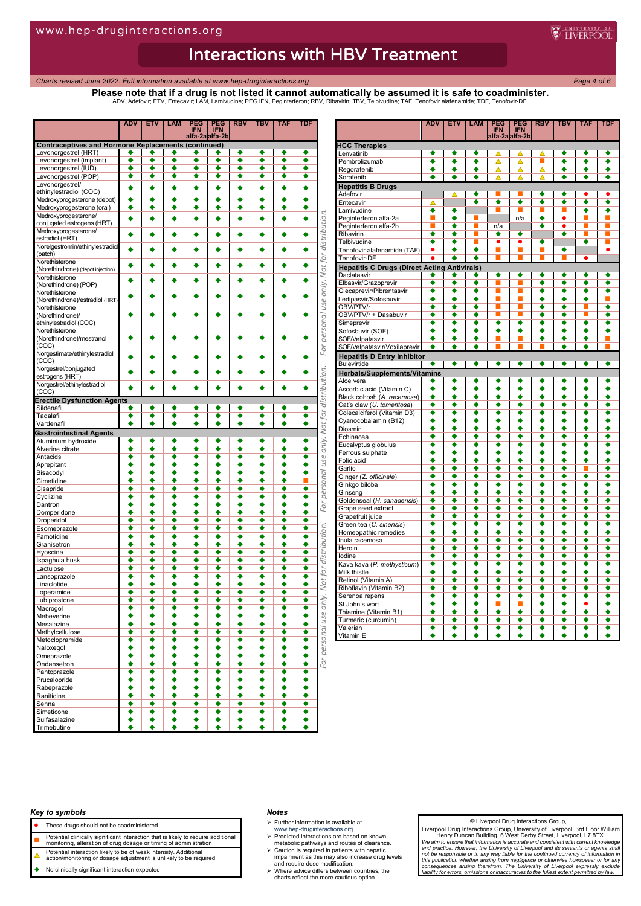# Interactions with HBV Treatment

*Charts revised June 2022. Full information available at www.hep-druginteractions.org*

**Please note that if a drug is not listed it cannot automatically be assumed it is safe to coadminister.**

ADV, Adefovir; ETV, Entecavir; LAM, Lamivudine; PEG IFN, Peginterferon; RBV, Ribavirin; TBV, Telbivudine; TAF, Tenofovir alafenamide; TDF, Tenofovir-DF.

Symbols: ● = do not coadminister; ■ = potential clinically significant interaction; △ = potential weak interaction; ◆ = no clinically significant interaction expected (see Key to symbols).

| | ADV | ETV | LAM | PEG IFN alfa-2a | PEG IFN alfa-2b | RBV | TBV | TAF | TDF |
|---|---|---|---|---|---|---|---|---|---|
| **Contraceptives and Hormone Replacements (continued)** | | | | | | | | | |
| Levonorgestrel (HRT) | ◆ | ◆ | ◆ | ◆ | ◆ | ◆ | ◆ | ◆ | ◆ |
| Levonorgestrel (implant) | ◆ | ◆ | ◆ | ◆ | ◆ | ◆ | ◆ | ◆ | ◆ |
| Levonorgestrel (IUD) | ◆ | ◆ | ◆ | ◆ | ◆ | ◆ | ◆ | ◆ | ◆ |
| Levonorgestrel (POP) | ◆ | ◆ | ◆ | ◆ | ◆ | ◆ | ◆ | ◆ | ◆ |
| Levonorgestrel/ ethinylestradiol (COC) | ◆ | ◆ | ◆ | ◆ | ◆ | ◆ | ◆ | ◆ | ◆ |
| Medroxyprogesterone (depot) | ◆ | ◆ | ◆ | ◆ | ◆ | ◆ | ◆ | ◆ | ◆ |
| Medroxyprogesterone (oral) | ◆ | ◆ | ◆ | ◆ | ◆ | ◆ | ◆ | ◆ | ◆ |
| Medroxyprogesterone/ conjugated estrogens (HRT) | ◆ | ◆ | ◆ | ◆ | ◆ | ◆ | ◆ | ◆ | ◆ |
| Medroxyprogesterone/ estradiol (HRT) | ◆ | ◆ | ◆ | ◆ | ◆ | ◆ | ◆ | ◆ | ◆ |
| Norelgestromin/ethinylestradiol (patch) | ◆ | ◆ | ◆ | ◆ | ◆ | ◆ | ◆ | ◆ | ◆ |
| Norethisterone (Norethindrone) (depot injection) | ◆ | ◆ | ◆ | ◆ | ◆ | ◆ | ◆ | ◆ | ◆ |
| Norethisterone (Norethindrone) (POP) | ◆ | ◆ | ◆ | ◆ | ◆ | ◆ | ◆ | ◆ | ◆ |
| Norethisterone (Norethindrone)/estradiol (HRT) | ◆ | ◆ | ◆ | ◆ | ◆ | ◆ | ◆ | ◆ | ◆ |
| Norethisterone (Norethindrone)/ ethinylestradiol (COC) | ◆ | ◆ | ◆ | ◆ | ◆ | ◆ | ◆ | ◆ | ◆ |
| Norethisterone (Norethindrone)/mestranol (COC) | ◆ | ◆ | ◆ | ◆ | ◆ | ◆ | ◆ | ◆ | ◆ |
| Norgestimate/ethinylestradiol (COC) | ◆ | ◆ | ◆ | ◆ | ◆ | ◆ | ◆ | ◆ | ◆ |
| Norgestrel/conjugated estrogens (HRT) | ◆ | ◆ | ◆ | ◆ | ◆ | ◆ | ◆ | ◆ | ◆ |
| Norgestrel/ethinylestradiol (COC) | ◆ | ◆ | ◆ | ◆ | ◆ | ◆ | ◆ | ◆ | ◆ |
| **Erectile Dysfunction Agents** | | | | | | | | | |
| Sildenafil | ◆ | ◆ | ◆ | ◆ | ◆ | ◆ | ◆ | ◆ | ◆ |
| Tadalafil | ◆ | ◆ | ◆ | ◆ | ◆ | ◆ | ◆ | ◆ | ◆ |
| Vardenafil | ◆ | ◆ | ◆ | ◆ | ◆ | ◆ | ◆ | ◆ | ◆ |
| **Gastrointestinal Agents** | | | | | | | | | |
| Aluminium hydroxide | ◆ | ◆ | ◆ | ◆ | ◆ | ◆ | ◆ | ◆ | ◆ |
| Alverine citrate | ◆ | ◆ | ◆ | ◆ | ◆ | ◆ | ◆ | ◆ | ◆ |
| Antacids | ◆ | ◆ | ◆ | ◆ | ◆ | ◆ | ◆ | ◆ | ◆ |
| Aprepitant | ◆ | ◆ | ◆ | ◆ | ◆ | ◆ | ◆ | ◆ | ◆ |
| Bisacodyl | ◆ | ◆ | ◆ | ◆ | ◆ | ◆ | ◆ | ◆ | ◆ |
| Cimetidine | ◆ | ◆ | ◆ | ◆ | ◆ | ◆ | ◆ | ◆ | ■ |
| Cisapride | ◆ | ◆ | ◆ | ◆ | ◆ | ◆ | ◆ | ◆ | ◆ |
| Cyclizine | ◆ | ◆ | ◆ | ◆ | ◆ | ◆ | ◆ | ◆ | ◆ |
| Dantron | ◆ | ◆ | ◆ | ◆ | ◆ | ◆ | ◆ | ◆ | ◆ |
| Domperidone | ◆ | ◆ | ◆ | ◆ | ◆ | ◆ | ◆ | ◆ | ◆ |
| Droperidol | ◆ | ◆ | ◆ | ◆ | ◆ | ◆ | ◆ | ◆ | ◆ |
| Esomeprazole | ◆ | ◆ | ◆ | ◆ | ◆ | ◆ | ◆ | ◆ | ◆ |
| Famotidine | ◆ | ◆ | ◆ | ◆ | ◆ | ◆ | ◆ | ◆ | ◆ |
| Granisetron | ◆ | ◆ | ◆ | ◆ | ◆ | ◆ | ◆ | ◆ | ◆ |
| Hyoscine | ◆ | ◆ | ◆ | ◆ | ◆ | ◆ | ◆ | ◆ | ◆ |
| Ispaghula husk | ◆ | ◆ | ◆ | ◆ | ◆ | ◆ | ◆ | ◆ | ◆ |
| Lactulose | ◆ | ◆ | ◆ | ◆ | ◆ | ◆ | ◆ | ◆ | ◆ |
| Lansoprazole | ◆ | ◆ | ◆ | ◆ | ◆ | ◆ | ◆ | ◆ | ◆ |
| Linaclotide | ◆ | ◆ | ◆ | ◆ | ◆ | ◆ | ◆ | ◆ | ◆ |
| Loperamide | ◆ | ◆ | ◆ | ◆ | ◆ | ◆ | ◆ | ◆ | ◆ |
| Lubiprostone | ◆ | ◆ | ◆ | ◆ | ◆ | ◆ | ◆ | ◆ | ◆ |
| Macrogol | ◆ | ◆ | ◆ | ◆ | ◆ | ◆ | ◆ | ◆ | ◆ |
| Mebeverine | ◆ | ◆ | ◆ | ◆ | ◆ | ◆ | ◆ | ◆ | ◆ |
| Mesalazine | ◆ | ◆ | ◆ | ◆ | ◆ | ◆ | ◆ | ◆ | ◆ |
| Methylcellulose | ◆ | ◆ | ◆ | ◆ | ◆ | ◆ | ◆ | ◆ | ◆ |
| Metoclopramide | ◆ | ◆ | ◆ | ◆ | ◆ | ◆ | ◆ | ◆ | ◆ |
| Naloxegol | ◆ | ◆ | ◆ | ◆ | ◆ | ◆ | ◆ | ◆ | ◆ |
| Omeprazole | ◆ | ◆ | ◆ | ◆ | ◆ | ◆ | ◆ | ◆ | ◆ |
| Ondansetron | ◆ | ◆ | ◆ | ◆ | ◆ | ◆ | ◆ | ◆ | ◆ |
| Pantoprazole | ◆ | ◆ | ◆ | ◆ | ◆ | ◆ | ◆ | ◆ | ◆ |
| Prucalopride | ◆ | ◆ | ◆ | ◆ | ◆ | ◆ | ◆ | ◆ | ◆ |
| Rabeprazole | ◆ | ◆ | ◆ | ◆ | ◆ | ◆ | ◆ | ◆ | ◆ |
| Ranitidine | ◆ | ◆ | ◆ | ◆ | ◆ | ◆ | ◆ | ◆ | ◆ |
| Senna | ◆ | ◆ | ◆ | ◆ | ◆ | ◆ | ◆ | ◆ | ◆ |
| Simeticone | ◆ | ◆ | ◆ | ◆ | ◆ | ◆ | ◆ | ◆ | ◆ |
| Sulfasalazine | ◆ | ◆ | ◆ | ◆ | ◆ | ◆ | ◆ | ◆ | ◆ |
| Trimebutine | ◆ | ◆ | ◆ | ◆ | ◆ | ◆ | ◆ | ◆ | ◆ |

| | ADV | ETV | LAM | PEG IFN alfa-2a | PEG IFN alfa-2b | RBV | TBV | TAF | TDF |
|---|---|---|---|---|---|---|---|---|---|
| **HCC Therapies** | | | | | | | | | |
| Lenvatinib | ◆ | ◆ | ◆ | △ | △ | △ | ◆ | ◆ | ◆ |
| Pembrolizumab | ◆ | ◆ | ◆ | △ | △ | ■ | ◆ | ◆ | ◆ |
| Regorafenib | ◆ | ◆ | ◆ | △ | △ | △ | ◆ | ◆ | ◆ |
| Sorafenib | ◆ | ◆ | ◆ | △ | △ | △ | ◆ | ◆ | ◆ |
| **Hepatitis B Drugs** | | | | | | | | | |
| Adefovir | | △ | ◆ | ■ | ■ | ◆ | ◆ | ● | ● |
| Entecavir | △ | | ◆ | ◆ | ◆ | ◆ | ◆ | ◆ | ◆ |
| Lamivudine | ◆ | ◆ | | ■ | ■ | ■ | ■ | ◆ | ◆ |
| Peginterferon alfa-2a | ■ | ◆ | ■ | | n/a | ◆ | ● | ■ | ■ |
| Peginterferon alfa-2b | ■ | ◆ | ■ | n/a | | ◆ | ● | ■ | ■ |
| Ribavirin | ◆ | ◆ | ■ | ◆ | ◆ | | ◆ | ■ | ■ |
| Telbivudine | ◆ | ◆ | ■ | ● | ● | ◆ | | ◆ | ■ |
| Tenofovir alafenamide (TAF) | ● | ◆ | ◆ | ■ | ■ | ■ | ◆ | | ● |
| Tenofovir-DF | ● | ◆ | ◆ | ■ | ■ | ■ | ■ | ● | |
| **Hepatitis C Drugs (Direct Acting Antivirals)** | | | | | | | | | |
| Daclatasvir | ◆ | ◆ | ◆ | ◆ | ◆ | ◆ | ◆ | ◆ | ◆ |
| Elbasvir/Grazoprevir | ◆ | ◆ | ◆ | ■ | ■ | ◆ | ◆ | ◆ | ◆ |
| Glecaprevir/Pibrentasvir | ◆ | ◆ | ◆ | ■ | ■ | ◆ | ◆ | ◆ | ◆ |
| Ledipasvir/Sofosbuvir | ◆ | ◆ | ◆ | ■ | ■ | ◆ | ◆ | ◆ | ■ |
| OBV/PTV/r | ◆ | ◆ | ◆ | ■ | ■ | ◆ | ◆ | ■ | ◆ |
| OBV/PTV/r + Dasabuvir | ◆ | ◆ | ◆ | ■ | ■ | ◆ | ◆ | ■ | ◆ |
| Simeprevir | ◆ | ◆ | ◆ | ◆ | ◆ | ◆ | ◆ | ◆ | ◆ |
| Sofosbuvir (SOF) | ◆ | ◆ | ◆ | ◆ | ◆ | ◆ | ◆ | ◆ | ◆ |
| SOF/Velpatasvir | ◆ | ◆ | ◆ | ■ | ■ | ◆ | ◆ | ◆ | ■ |
| SOF/Velpatasvir/Voxilaprevir | ◆ | ◆ | ◆ | ■ | ■ | ■ | ◆ | ◆ | ■ |
| **Hepatitis D Entry Inhibitor** | | | | | | | | | |
| Bulevirtide | ◆ | ◆ | ◆ | ◆ | ◆ | ◆ | ◆ | ◆ | ◆ |
| **Herbals/Supplements/Vitamins** | | | | | | | | | |
| Aloe vera | ◆ | ◆ | ◆ | ◆ | ◆ | ◆ | ◆ | ◆ | ◆ |
| Ascorbic acid (Vitamin C) | ◆ | ◆ | ◆ | ◆ | ◆ | ◆ | ◆ | ◆ | ◆ |
| Black cohosh (*A. racemosa*) | ◆ | ◆ | ◆ | ◆ | ◆ | ◆ | ◆ | ◆ | ◆ |
| Cat's claw (*U. tomentosa*) | ◆ | ◆ | ◆ | ◆ | ◆ | ◆ | ◆ | ◆ | ◆ |
| Colecalciferol (Vitamin D3) | ◆ | ◆ | ◆ | ◆ | ◆ | ◆ | ◆ | ◆ | ◆ |
| Cyanocobalamin (B12) | ◆ | ◆ | ◆ | ◆ | ◆ | ◆ | ◆ | ◆ | ◆ |
| Diosmin | ◆ | ◆ | ◆ | ◆ | ◆ | ◆ | ◆ | ◆ | ◆ |
| Echinacea | ◆ | ◆ | ◆ | ◆ | ◆ | ◆ | ◆ | ◆ | ◆ |
| Eucalyptus globulus | ◆ | ◆ | ◆ | ◆ | ◆ | ◆ | ◆ | ◆ | ◆ |
| Ferrous sulphate | ◆ | ◆ | ◆ | ◆ | ◆ | ◆ | ◆ | ◆ | ◆ |
| Folic acid | ◆ | ◆ | ◆ | ◆ | ◆ | ◆ | ◆ | ◆ | ◆ |
| Garlic | ◆ | ◆ | ◆ | ◆ | ◆ | ◆ | ◆ | ■ | ◆ |
| Ginger (*Z. officinale*) | ◆ | ◆ | ◆ | ◆ | ◆ | ◆ | ◆ | ◆ | ◆ |
| Ginkgo biloba | ◆ | ◆ | ◆ | ◆ | ◆ | ◆ | ◆ | ◆ | ◆ |
| Ginseng | ◆ | ◆ | ◆ | ◆ | ◆ | ◆ | ◆ | ◆ | ◆ |
| Goldenseal (*H. canadensis*) | ◆ | ◆ | ◆ | ◆ | ◆ | ◆ | ◆ | ◆ | ◆ |
| Grape seed extract | ◆ | ◆ | ◆ | ◆ | ◆ | ◆ | ◆ | ◆ | ◆ |
| Grapefruit juice | ◆ | ◆ | ◆ | ◆ | ◆ | ◆ | ◆ | ◆ | ◆ |
| Green tea (*C. sinensis*) | ◆ | ◆ | ◆ | ◆ | ◆ | ◆ | ◆ | ◆ | ◆ |
| Homeopathic remedies | ◆ | ◆ | ◆ | ◆ | ◆ | ◆ | ◆ | ◆ | ◆ |
| Inula racemosa | ◆ | ◆ | ◆ | ◆ | ◆ | ◆ | ◆ | ◆ | ◆ |
| Heroin | ◆ | ◆ | ◆ | ◆ | ◆ | ◆ | ◆ | ◆ | ◆ |
| Iodine | ◆ | ◆ | ◆ | ◆ | ◆ | ◆ | ◆ | ◆ | ◆ |
| Kava kava (*P. methysticum*) | ◆ | ◆ | ◆ | ◆ | ◆ | ◆ | ◆ | ◆ | ◆ |
| Milk thistle | ◆ | ◆ | ◆ | ◆ | ◆ | ◆ | ◆ | ◆ | ◆ |
| Retinol (Vitamin A) | ◆ | ◆ | ◆ | ◆ | ◆ | ◆ | ◆ | ◆ | ◆ |
| Riboflavin (Vitamin B2) | ◆ | ◆ | ◆ | ◆ | ◆ | ◆ | ◆ | ◆ | ◆ |
| Serenoa repens | ◆ | ◆ | ◆ | ◆ | ◆ | ◆ | ◆ | ◆ | ◆ |
| St John's wort | ◆ | ◆ | ◆ | ■ | ■ | ◆ | ◆ | ● | ◆ |
| Thiamine (Vitamin B1) | ◆ | ◆ | ◆ | ◆ | ◆ | ◆ | ◆ | ◆ | ◆ |
| Turmeric (curcumin) | ◆ | ◆ | ◆ | ◆ | ◆ | ◆ | ◆ | ◆ | ◆ |
| Valerian | ◆ | ◆ | ◆ | ◆ | ◆ | ◆ | ◆ | ◆ | ◆ |
| Vitamin E | ◆ | ◆ | ◆ | ◆ | ◆ | ◆ | ◆ | ◆ | ◆ |

*For personal use only. Not for distribution.*

### Key to symbols

| Symbol | Meaning |
|---|---|
| ● | These drugs should not be coadministered |
| ■ | Potential clinically significant interaction that is likely to require additional monitoring, alteration of drug dosage or timing of administration |
| △ | Potential interaction likely to be of weak intensity. Additional action/monitoring or dosage adjustment is unlikely to be required |
| ◆ | No clinically significant interaction expected |

### Notes

- Further information is available at www.hep-druginteractions.org
- Predicted interactions are based on known metabolic pathways and routes of clearance.
- Caution is required in patients with hepatic impairment as this may also increase drug levels and require dose modification.
- Where advice differs between countries, the charts reflect the more cautious option.

© Liverpool Drug Interactions Group,
Liverpool Drug Interactions Group, University of Liverpool, 3rd Floor William Henry Duncan Building, 6 West Derby Street, Liverpool, L7 8TX.
*We aim to ensure that information is accurate and consistent with current knowledge and practice. However, the University of Liverpool and its servants or agents shall not be responsible or in any way liable for the continued currency of information in this publication whether arising from negligence or otherwise howsoever or for any consequences arising therefrom. The University of Liverpool expressly exclude liability for errors, omissions or inaccuracies to the fullest extent permitted by law.*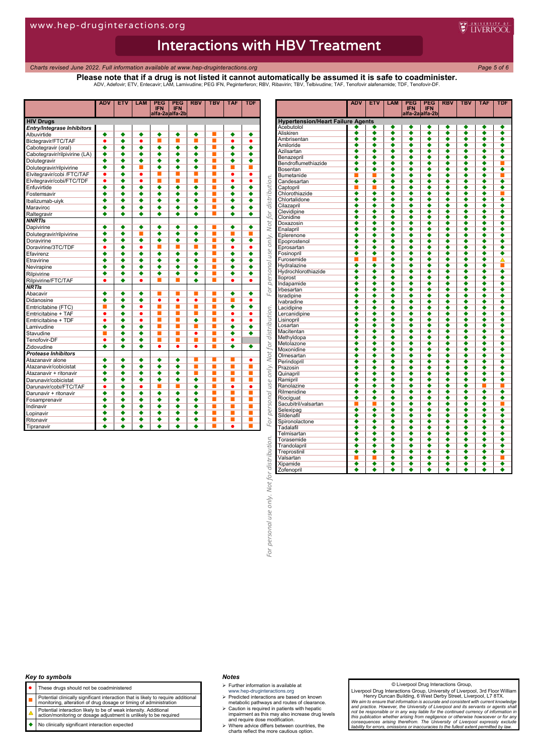# Interactions with HBV Treatment

*Charts revised June 2022. Full information available at www.hep-druginteractions.org*

**Please note that if a drug is not listed it cannot automatically be assumed it is safe to coadminister.**

ADV, Adefovir; ETV, Entecavir; LAM, Lamivudine; PEG IFN, Peginterferon; RBV, Ribavirin; TBV, Telbivudine; TAF, Tenofovir alafenamide; TDF, Tenofovir-DF.

| | ADV | ETV | LAM | PEG IFN alfa-2a | PEG IFN alfa-2b | RBV | TBV | TAF | TDF |
|---|---|---|---|---|---|---|---|---|---|
| **HIV Drugs** | | | | | | | | | |
| ***Entry/Integrase Inhibitors*** | | | | | | | | | |
| Albuvirtide | ◆ | ◆ | ◆ | ◆ | ◆ | ◆ | ■ | ◆ | ◆ |
| Bictegravir/FTC/TAF | ● | ◆ | ● | ■ | ■ | ■ | ■ | ● | ● |
| Cabotegravir (oral) | ◆ | ◆ | ◆ | ◆ | ◆ | ◆ | ■ | ◆ | ◆ |
| Cabotegravir/rilpivirine (LA) | ◆ | ◆ | ◆ | ◆ | ◆ | ◆ | ■ | ◆ | ◆ |
| Dolutegravir | ◆ | ◆ | ◆ | ◆ | ◆ | ◆ | ■ | ◆ | ◆ |
| Dolutegravir/rilpivirine | ◆ | ◆ | ■ | ◆ | ◆ | ◆ | ■ | ■ | ■ |
| Elvitegravir/cobi /FTC/TAF | ● | ◆ | ● | ■ | ■ | ■ | ■ | ● | ● |
| Elvitegravir/cobi/FTC/TDF | ● | ◆ | ● | ■ | ■ | ■ | ■ | ● | ● |
| Enfuvirtide | ◆ | ◆ | ◆ | ◆ | ◆ | ◆ | ■ | ◆ | ◆ |
| Fostemsavir | ◆ | ◆ | ◆ | ◆ | ◆ | ◆ | ■ | ◆ | ◆ |
| Ibalizumab-uiyk | ◆ | ◆ | ◆ | ◆ | ◆ | ◆ | ■ | ◆ | ◆ |
| Maraviroc | ◆ | ◆ | ◆ | ◆ | ◆ | ◆ | ■ | ◆ | ◆ |
| Raltegravir | ◆ | ◆ | ◆ | ◆ | ◆ | ◆ | ■ | ◆ | ◆ |
| ***NNRTIs*** | | | | | | | | | |
| Dapivirine | ◆ | ◆ | ◆ | ◆ | ◆ | ◆ | ■ | ◆ | ◆ |
| Dolutegravir/rilpivirine | ◆ | ◆ | ■ | ◆ | ◆ | ◆ | ■ | ■ | ■ |
| Doravirine | ◆ | ◆ | ◆ | ◆ | ◆ | ◆ | ■ | ◆ | ◆ |
| Doravirine/3TC/TDF | ● | ◆ | ● | ■ | ■ | ■ | ■ | ● | ● |
| Efavirenz | ◆ | ◆ | ◆ | ◆ | ◆ | ◆ | ■ | ◆ | ◆ |
| Etravirine | ◆ | ◆ | ◆ | ◆ | ◆ | ◆ | ■ | ◆ | ◆ |
| Nevirapine | ◆ | ◆ | ◆ | ◆ | ◆ | ◆ | ■ | ◆ | ◆ |
| Rilpivirine | ◆ | ◆ | ◆ | ◆ | ◆ | ◆ | ■ | ◆ | ◆ |
| Rilpivirine/FTC/TAF | ● | ◆ | ● | ■ | ■ | ◆ | ■ | ● | ● |
| ***NRTIs*** | | | | | | | | | |
| Abacavir | ◆ | ◆ | ◆ | ■ | ■ | ■ | ■ | ◆ | ◆ |
| Didanosine | ◆ | ◆ | ◆ | ● | ● | ● | ■ | ■ | ● |
| Emtricitabine (FTC) | ■ | ◆ | ● | ■ | ■ | ■ | ■ | ◆ | ◆ |
| Emtricitabine + TAF | ● | ◆ | ● | ■ | ■ | ■ | ■ | ● | ● |
| Emtricitabine + TDF | ● | ◆ | ● | ■ | ■ | ◆ | ■ | ● | ● |
| Lamivudine | ◆ | ◆ | ◆ | ■ | ■ | ■ | ■ | ◆ | ◆ |
| Stavudine | ■ | ◆ | ◆ | ■ | ■ | ● | ■ | ◆ | ◆ |
| Tenofovir-DF | ● | ◆ | ◆ | ■ | ■ | ■ | ■ | ● | |
| Zidovudine | ◆ | ◆ | ◆ | ● | ● | ● | ■ | ◆ | ◆ |
| ***Protease Inhibitors*** | | | | | | | | | |
| Atazanavir alone | ◆ | ◆ | ◆ | ◆ | ◆ | ■ | ■ | ■ | ● |
| Atazanavir/cobicistat | ◆ | ◆ | ◆ | ◆ | ◆ | ■ | ■ | ■ | ■ |
| Atazanavir + ritonavir | ◆ | ◆ | ◆ | ◆ | ◆ | ■ | ■ | ■ | ■ |
| Darunavir/cobicistat | ◆ | ◆ | ◆ | ◆ | ◆ | ◆ | ■ | ■ | ■ |
| Darunavir/cobi/FTC/TAF | ● | ◆ | ● | ■ | ■ | ◆ | ■ | ● | ● |
| Darunavir + ritonavir | ◆ | ◆ | ◆ | ◆ | ◆ | ◆ | ■ | ■ | ■ |
| Fosamprenavir | ◆ | ◆ | ◆ | ◆ | ◆ | ◆ | ■ | ■ | ■ |
| Indinavir | ◆ | ◆ | ◆ | ◆ | ◆ | ◆ | ■ | ■ | ■ |
| Lopinavir | ◆ | ◆ | ◆ | ◆ | ◆ | ◆ | ■ | ■ | ■ |
| Ritonavir | ◆ | ◆ | ◆ | ◆ | ◆ | ◆ | ■ | ■ | ■ |
| Tipranavir | ◆ | ◆ | ◆ | ◆ | ◆ | ◆ | ■ | ● | ■ |

| | ADV | ETV | LAM | PEG IFN alfa-2a | PEG IFN alfa-2b | RBV | TBV | TAF | TDF |
|---|---|---|---|---|---|---|---|---|---|
| **Hypertension/Heart Failure Agents** | | | | | | | | | |
| Acebutolol | ◆ | ◆ | ◆ | ◆ | ◆ | ◆ | ◆ | ◆ | ◆ |
| Aliskiren | ◆ | ◆ | ◆ | ◆ | ◆ | ◆ | ◆ | ◆ | ◆ |
| Ambrisentan | ◆ | ◆ | ◆ | ◆ | ◆ | ◆ | ◆ | ◆ | ◆ |
| Amiloride | ◆ | ◆ | ◆ | ◆ | ◆ | ◆ | ◆ | ◆ | ◆ |
| Azilsartan | ◆ | ◆ | ◆ | ◆ | ◆ | ◆ | ◆ | ◆ | ◆ |
| Benazepril | ◆ | ◆ | ◆ | ◆ | ◆ | ◆ | ◆ | ◆ | ◆ |
| Bendroflumethiazide | ◆ | ◆ | ◆ | ◆ | ◆ | ◆ | ◆ | ◆ | ■ |
| Bosentan | ◆ | ◆ | ◆ | ◆ | ◆ | ◆ | ◆ | ◆ | ◆ |
| Bumetanide | ■ | ■ | ◆ | ◆ | ◆ | ◆ | ◆ | ◆ | ■ |
| Candesartan | ◆ | ◆ | ◆ | ◆ | ◆ | ◆ | ◆ | ◆ | ◆ |
| Captopril | ■ | ■ | ◆ | ◆ | ◆ | ◆ | ◆ | ◆ | ◆ |
| Chlorothiazide | ◆ | ◆ | ◆ | ◆ | ◆ | ◆ | ◆ | ◆ | ■ |
| Chlortalidone | ◆ | ◆ | ◆ | ◆ | ◆ | ◆ | ◆ | ◆ | ◆ |
| Cilazapril | ◆ | ◆ | ◆ | ◆ | ◆ | ◆ | ◆ | ◆ | ◆ |
| Clevidipine | ◆ | ◆ | ◆ | ◆ | ◆ | ◆ | ◆ | ◆ | ◆ |
| Clonidine | ◆ | ◆ | ◆ | ◆ | ◆ | ◆ | ◆ | ◆ | ◆ |
| Doxazosin | ◆ | ◆ | ◆ | ◆ | ◆ | ◆ | ◆ | ◆ | ◆ |
| Enalapril | ◆ | ◆ | ◆ | ◆ | ◆ | ◆ | ◆ | ◆ | ◆ |
| Eplerenone | ◆ | ◆ | ◆ | ◆ | ◆ | ◆ | ◆ | ◆ | ◆ |
| Epoprostenol | ◆ | ◆ | ◆ | ◆ | ◆ | ◆ | ◆ | ◆ | ◆ |
| Eprosartan | ◆ | ◆ | ◆ | ◆ | ◆ | ◆ | ◆ | ◆ | ◆ |
| Fosinopril | ◆ | ◆ | ◆ | ◆ | ◆ | ◆ | ◆ | ◆ | ◆ |
| Furosemide | ■ | ■ | ◆ | ◆ | ◆ | ◆ | ◆ | ◆ | △ |
| Hydralazine | ◆ | ◆ | ◆ | ◆ | ◆ | ◆ | ◆ | ◆ | ■ |
| Hydrochlorothiazide | ◆ | ◆ | ◆ | ◆ | ◆ | ◆ | ◆ | ◆ | ◆ |
| Iloprost | ◆ | ◆ | ◆ | ◆ | ◆ | ◆ | ◆ | ◆ | ◆ |
| Indapamide | ◆ | ◆ | ◆ | ◆ | ◆ | ◆ | ◆ | ◆ | ◆ |
| Irbesartan | ◆ | ◆ | ◆ | ◆ | ◆ | ◆ | ◆ | ◆ | ◆ |
| Isradipine | ◆ | ◆ | ◆ | ◆ | ◆ | ◆ | ◆ | ◆ | ◆ |
| Ivabradine | ◆ | ◆ | ◆ | ◆ | ◆ | ◆ | ◆ | ◆ | ◆ |
| Lacidipine | ◆ | ◆ | ◆ | ◆ | ◆ | ◆ | ◆ | ◆ | ◆ |
| Lercanidipine | ◆ | ◆ | ◆ | ◆ | ◆ | ◆ | ◆ | ◆ | ◆ |
| Lisinopril | ◆ | ◆ | ◆ | ◆ | ◆ | ◆ | ◆ | ◆ | ◆ |
| Losartan | ◆ | ◆ | ◆ | ◆ | ◆ | ◆ | ◆ | ◆ | ◆ |
| Macitentan | ◆ | ◆ | ◆ | ◆ | ◆ | ◆ | ◆ | ◆ | ◆ |
| Methyldopa | ◆ | ◆ | ◆ | ◆ | ◆ | ◆ | ◆ | ◆ | ◆ |
| Metolazone | ◆ | ◆ | ◆ | ◆ | ◆ | ◆ | ◆ | ◆ | ◆ |
| Moxonidine | ◆ | ◆ | ◆ | ◆ | ◆ | ◆ | ◆ | ◆ | ◆ |
| Olmesartan | ◆ | ◆ | ◆ | ◆ | ◆ | ◆ | ◆ | ◆ | ◆ |
| Perindopril | ◆ | ◆ | ◆ | ◆ | ◆ | ◆ | ◆ | ◆ | ◆ |
| Prazosin | ◆ | ◆ | ◆ | ◆ | ◆ | ◆ | ◆ | ◆ | ◆ |
| Quinapril | ◆ | ◆ | ◆ | ◆ | ◆ | ◆ | ◆ | ◆ | ◆ |
| Ramipril | ◆ | ◆ | ◆ | ◆ | ◆ | ◆ | ◆ | ◆ | ◆ |
| Ranolazine | ◆ | ◆ | ◆ | ◆ | ◆ | ◆ | ◆ | ■ | ■ |
| Rilmenidine | ◆ | ◆ | ◆ | ◆ | ◆ | ◆ | ◆ | ◆ | ◆ |
| Riociguat | ◆ | ◆ | ◆ | ◆ | ◆ | ◆ | ◆ | ◆ | ◆ |
| Sacubitril/valsartan | ■ | ■ | ◆ | ◆ | ◆ | ◆ | ◆ | ◆ | ■ |
| Selexipag | ◆ | ◆ | ◆ | ◆ | ◆ | ◆ | ◆ | ◆ | ◆ |
| Sildenafil | ◆ | ◆ | ◆ | ◆ | ◆ | ◆ | ◆ | ◆ | ◆ |
| Spironolactone | ◆ | ◆ | ◆ | ◆ | ◆ | ◆ | ◆ | ◆ | ◆ |
| Tadalafil | ◆ | ◆ | ◆ | ◆ | ◆ | ◆ | ◆ | ◆ | ◆ |
| Telmisartan | ◆ | ◆ | ◆ | ◆ | ◆ | ◆ | ◆ | ◆ | ◆ |
| Torasemide | ◆ | ◆ | ◆ | ◆ | ◆ | ◆ | ◆ | ◆ | ◆ |
| Trandolapril | ◆ | ◆ | ◆ | ◆ | ◆ | ◆ | ◆ | ◆ | ◆ |
| Treprostinil | ◆ | ◆ | ◆ | ◆ | ◆ | ◆ | ◆ | ◆ | ◆ |
| Valsartan | ■ | ■ | ◆ | ◆ | ◆ | ◆ | ◆ | ◆ | ■ |
| Xipamide | ◆ | ◆ | ◆ | ◆ | ◆ | ◆ | ◆ | ◆ | ◆ |
| Zofenopril | ◆ | ◆ | ◆ | ◆ | ◆ | ◆ | ◆ | ◆ | ◆ |

### Key to symbols

| Symbol | Meaning |
|---|---|
| ● | These drugs should not be coadministered |
| ■ | Potential clinically significant interaction that is likely to require additional monitoring, alteration of drug dosage or timing of administration |
| △ | Potential interaction likely to be of weak intensity. Additional action/monitoring or dosage adjustment is unlikely to be required |
| ◆ | No clinically significant interaction expected |

### Notes

- Further information is available at www.hep-druginteractions.org
- Predicted interactions are based on known metabolic pathways and routes of clearance.
- Caution is required in patients with hepatic impairment as this may also increase drug levels and require dose modification.
- Where advice differs between countries, the charts reflect the more cautious option.

© Liverpool Drug Interactions Group,
Liverpool Drug Interactions Group, University of Liverpool, 3rd Floor William Henry Duncan Building, 6 West Derby Street, Liverpool, L7 8TX.

*We aim to ensure that information is accurate and consistent with current knowledge and practice. However, the University of Liverpool and its servants or agents shall not be responsible or in any way liable for the continued currency of information in this publication whether arising from negligence or otherwise howsoever or for any consequences arising therefrom. The University of Liverpool expressly exclude liability for errors, omissions or inaccuracies to the fullest extent permitted by law.*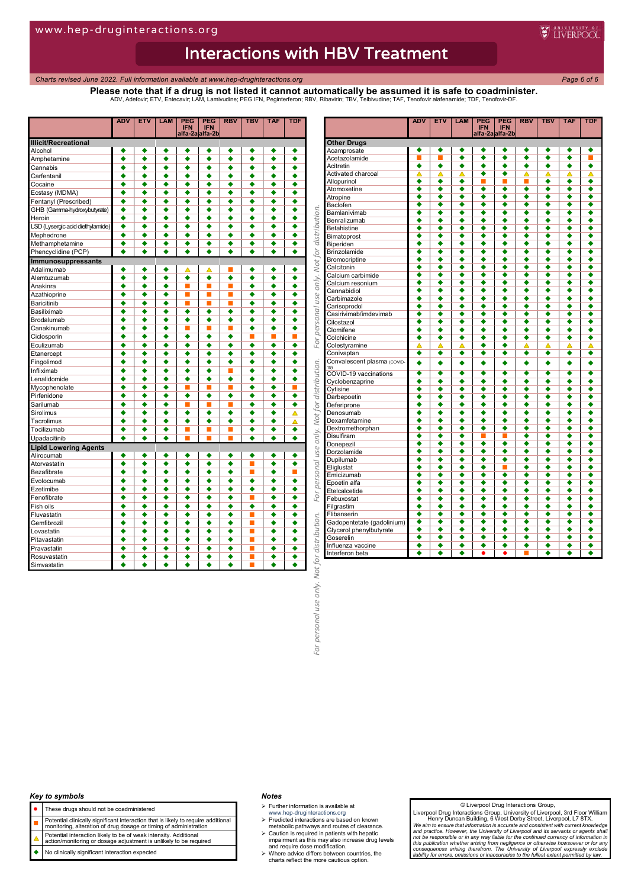# Interactions with HBV Treatment

*Charts revised June 2022. Full information available at www.hep-druginteractions.org*

**Please note that if a drug is not listed it cannot automatically be assumed it is safe to coadminister.**

ADV, Adefovir; ETV, Entecavir; LAM, Lamivudine; PEG IFN, Peginterferon; RBV, Ribavirin; TBV, Telbivudine; TAF, Tenofovir alafenamide; TDF, Tenofovir-DF.

| | ADV | ETV | LAM | PEG IFN alfa-2a | PEG IFN alfa-2b | RBV | TBV | TAF | TDF |
|---|---|---|---|---|---|---|---|---|---|
| **Illicit/Recreational** | | | | | | | | | |
| Alcohol | ◆ | ◆ | ◆ | ◆ | ◆ | ◆ | ◆ | ◆ | ◆ |
| Amphetamine | ◆ | ◆ | ◆ | ◆ | ◆ | ◆ | ◆ | ◆ | ◆ |
| Cannabis | ◆ | ◆ | ◆ | ◆ | ◆ | ◆ | ◆ | ◆ | ◆ |
| Carfentanil | ◆ | ◆ | ◆ | ◆ | ◆ | ◆ | ◆ | ◆ | ◆ |
| Cocaine | ◆ | ◆ | ◆ | ◆ | ◆ | ◆ | ◆ | ◆ | ◆ |
| Ecstasy (MDMA) | ◆ | ◆ | ◆ | ◆ | ◆ | ◆ | ◆ | ◆ | ◆ |
| Fentanyl (Prescribed) | ◆ | ◆ | ◆ | ◆ | ◆ | ◆ | ◆ | ◆ | ◆ |
| GHB (Gamma-hydroxybutyrate) | ◆ | ◆ | ◆ | ◆ | ◆ | ◆ | ◆ | ◆ | ◆ |
| Heroin | ◆ | ◆ | ◆ | ◆ | ◆ | ◆ | ◆ | ◆ | ◆ |
| LSD (Lysergic acid diethylamide) | ◆ | ◆ | ◆ | ◆ | ◆ | ◆ | ◆ | ◆ | ◆ |
| Mephedrone | ◆ | ◆ | ◆ | ◆ | ◆ | ◆ | ◆ | ◆ | ◆ |
| Methamphetamine | ◆ | ◆ | ◆ | ◆ | ◆ | ◆ | ◆ | ◆ | ◆ |
| Phencyclidine (PCP) | ◆ | ◆ | ◆ | ◆ | ◆ | ◆ | ◆ | ◆ | ◆ |
| **Immunosuppressants** | | | | | | | | | |
| Adalimumab | ◆ | ◆ | ◆ | △ | △ | ■ | ◆ | ◆ | ◆ |
| Alemtuzumab | ◆ | ◆ | ◆ | ◆ | ◆ | ◆ | ◆ | ◆ | ◆ |
| Anakinra | ◆ | ◆ | ◆ | ■ | ■ | ■ | ◆ | ◆ | ◆ |
| Azathioprine | ◆ | ◆ | ◆ | ■ | ■ | ■ | ◆ | ◆ | ◆ |
| Baricitinib | ◆ | ◆ | ◆ | ■ | ■ | ■ | ◆ | ◆ | ◆ |
| Basiliximab | ◆ | ◆ | ◆ | ◆ | ◆ | ◆ | ◆ | ◆ | ◆ |
| Brodalumab | ◆ | ◆ | ◆ | ◆ | ◆ | ◆ | ◆ | ◆ | ◆ |
| Canakinumab | ◆ | ◆ | ◆ | ■ | ■ | ■ | ◆ | ◆ | ◆ |
| Ciclosporin | ◆ | ◆ | ◆ | ◆ | ◆ | ◆ | ■ | ■ | ■ |
| Eculizumab | ◆ | ◆ | ◆ | ◆ | ◆ | ◆ | ◆ | ◆ | ◆ |
| Etanercept | ◆ | ◆ | ◆ | ◆ | ◆ | ◆ | ◆ | ◆ | ◆ |
| Fingolimod | ◆ | ◆ | ◆ | ◆ | ◆ | ◆ | ◆ | ◆ | ◆ |
| Infliximab | ◆ | ◆ | ◆ | ◆ | ◆ | ■ | ◆ | ◆ | ◆ |
| Lenalidomide | ◆ | ◆ | ◆ | ◆ | ◆ | ◆ | ◆ | ◆ | ◆ |
| Mycophenolate | ◆ | ◆ | ◆ | ■ | ■ | ■ | ◆ | ◆ | ■ |
| Pirfenidone | ◆ | ◆ | ◆ | ◆ | ◆ | ◆ | ◆ | ◆ | ◆ |
| Sarilumab | ◆ | ◆ | ◆ | ■ | ■ | ■ | ◆ | ◆ | ◆ |
| Sirolimus | ◆ | ◆ | ◆ | ◆ | ◆ | ◆ | ◆ | ◆ | △ |
| Tacrolimus | ◆ | ◆ | ◆ | ◆ | ◆ | ◆ | ◆ | ◆ | △ |
| Tocilizumab | ◆ | ◆ | ◆ | ■ | ■ | ■ | ◆ | ◆ | ◆ |
| Upadacitinib | ◆ | ◆ | ◆ | ■ | ■ | ■ | ◆ | ◆ | ◆ |
| **Lipid Lowering Agents** | | | | | | | | | |
| Alirocumab | ◆ | ◆ | ◆ | ◆ | ◆ | ◆ | ◆ | ◆ | ◆ |
| Atorvastatin | ◆ | ◆ | ◆ | ◆ | ◆ | ◆ | ■ | ◆ | ◆ |
| Bezafibrate | ◆ | ◆ | ◆ | ◆ | ◆ | ◆ | ■ | ◆ | ■ |
| Evolocumab | ◆ | ◆ | ◆ | ◆ | ◆ | ◆ | ◆ | ◆ | ◆ |
| Ezetimibe | ◆ | ◆ | ◆ | ◆ | ◆ | ◆ | ◆ | ◆ | ◆ |
| Fenofibrate | ◆ | ◆ | ◆ | ◆ | ◆ | ◆ | ■ | ◆ | ◆ |
| Fish oils | ◆ | ◆ | ◆ | ◆ | ◆ | ◆ | ◆ | ◆ | ◆ |
| Fluvastatin | ◆ | ◆ | ◆ | ◆ | ◆ | ◆ | ■ | ◆ | ◆ |
| Gemfibrozil | ◆ | ◆ | ◆ | ◆ | ◆ | ◆ | ■ | ◆ | ◆ |
| Lovastatin | ◆ | ◆ | ◆ | ◆ | ◆ | ◆ | ■ | ◆ | ◆ |
| Pitavastatin | ◆ | ◆ | ◆ | ◆ | ◆ | ◆ | ■ | ◆ | ◆ |
| Pravastatin | ◆ | ◆ | ◆ | ◆ | ◆ | ◆ | ■ | ◆ | ◆ |
| Rosuvastatin | ◆ | ◆ | ◆ | ◆ | ◆ | ◆ | ■ | ◆ | ◆ |
| Simvastatin | ◆ | ◆ | ◆ | ◆ | ◆ | ◆ | ■ | ◆ | ◆ |

| | ADV | ETV | LAM | PEG IFN alfa-2a | PEG IFN alfa-2b | RBV | TBV | TAF | TDF |
|---|---|---|---|---|---|---|---|---|---|
| **Other Drugs** | | | | | | | | | |
| Acamprosate | ◆ | ◆ | ◆ | ◆ | ◆ | ◆ | ◆ | ◆ | ◆ |
| Acetazolamide | ■ | ■ | ◆ | ◆ | ◆ | ◆ | ◆ | ◆ | ■ |
| Acitretin | ◆ | ◆ | ◆ | ◆ | ◆ | ◆ | ◆ | ◆ | ◆ |
| Activated charcoal | △ | △ | △ | ◆ | ◆ | △ | △ | △ | △ |
| Allopurinol | ◆ | ◆ | ◆ | ■ | ■ | ■ | ◆ | ◆ | ◆ |
| Atomoxetine | ◆ | ◆ | ◆ | ◆ | ◆ | ◆ | ◆ | ◆ | ◆ |
| Atropine | ◆ | ◆ | ◆ | ◆ | ◆ | ◆ | ◆ | ◆ | ◆ |
| Baclofen | ◆ | ◆ | ◆ | ◆ | ◆ | ◆ | ◆ | ◆ | ◆ |
| Bamlanivimab | ◆ | ◆ | ◆ | ◆ | ◆ | ◆ | ◆ | ◆ | ◆ |
| Benralizumab | ◆ | ◆ | ◆ | ◆ | ◆ | ◆ | ◆ | ◆ | ◆ |
| Betahistine | ◆ | ◆ | ◆ | ◆ | ◆ | ◆ | ◆ | ◆ | ◆ |
| Bimatoprost | ◆ | ◆ | ◆ | ◆ | ◆ | ◆ | ◆ | ◆ | ◆ |
| Biperiden | ◆ | ◆ | ◆ | ◆ | ◆ | ◆ | ◆ | ◆ | ◆ |
| Brinzolamide | ◆ | ◆ | ◆ | ◆ | ◆ | ◆ | ◆ | ◆ | ◆ |
| Bromocriptine | ◆ | ◆ | ◆ | ◆ | ◆ | ◆ | ◆ | ◆ | ◆ |
| Calcitonin | ◆ | ◆ | ◆ | ◆ | ◆ | ◆ | ◆ | ◆ | ◆ |
| Calcium carbimide | ◆ | ◆ | ◆ | ◆ | ◆ | ◆ | ◆ | ◆ | ◆ |
| Calcium resonium | ◆ | ◆ | ◆ | ◆ | ◆ | ◆ | ◆ | ◆ | ◆ |
| Cannabidiol | ◆ | ◆ | ◆ | ◆ | ◆ | ◆ | ◆ | ◆ | ◆ |
| Carbimazole | ◆ | ◆ | ◆ | ◆ | ◆ | ◆ | ◆ | ◆ | ◆ |
| Carisoprodol | ◆ | ◆ | ◆ | ◆ | ◆ | ◆ | ◆ | ◆ | ◆ |
| Casirivimab/imdevimab | ◆ | ◆ | ◆ | ◆ | ◆ | ◆ | ◆ | ◆ | ◆ |
| Cilostazol | ◆ | ◆ | ◆ | ◆ | ◆ | ◆ | ◆ | ◆ | ◆ |
| Clomifene | ◆ | ◆ | ◆ | ◆ | ◆ | ◆ | ◆ | ◆ | ◆ |
| Colchicine | ◆ | ◆ | ◆ | ◆ | ◆ | ◆ | ◆ | ◆ | ◆ |
| Colestyramine | △ | △ | △ | ◆ | ◆ | △ | △ | △ | △ |
| Conivaptan | ◆ | ◆ | ◆ | ◆ | ◆ | ◆ | ◆ | ◆ | ◆ |
| Convalescent plasma (COVID-19) | ◆ | ◆ | ◆ | ◆ | ◆ | ◆ | ◆ | ◆ | ◆ |
| COVID-19 vaccinations | ◆ | ◆ | ◆ | ◆ | ◆ | ◆ | ◆ | ◆ | ◆ |
| Cyclobenzaprine | ◆ | ◆ | ◆ | ◆ | ◆ | ◆ | ◆ | ◆ | ◆ |
| Cytisine | ◆ | ◆ | ◆ | ◆ | ◆ | ◆ | ◆ | ◆ | ◆ |
| Darbepoetin | ◆ | ◆ | ◆ | ◆ | ◆ | ◆ | ◆ | ◆ | ◆ |
| Deferiprone | ◆ | ◆ | ◆ | ◆ | ◆ | ◆ | ◆ | ◆ | ◆ |
| Denosumab | ◆ | ◆ | ◆ | ◆ | ◆ | ◆ | ◆ | ◆ | ◆ |
| Dexamfetamine | ◆ | ◆ | ◆ | ◆ | ◆ | ◆ | ◆ | ◆ | ◆ |
| Dextromethorphan | ◆ | ◆ | ◆ | ◆ | ◆ | ◆ | ◆ | ◆ | ◆ |
| Disulfiram | ◆ | ◆ | ◆ | ■ | ■ | ◆ | ◆ | ◆ | ◆ |
| Donepezil | ◆ | ◆ | ◆ | ◆ | ◆ | ◆ | ◆ | ◆ | ◆ |
| Dorzolamide | ◆ | ◆ | ◆ | ◆ | ◆ | ◆ | ◆ | ◆ | ◆ |
| Dupilumab | ◆ | ◆ | ◆ | ◆ | ◆ | ◆ | ◆ | ◆ | ◆ |
| Eliglustat | ◆ | ◆ | ◆ | ◆ | ■ | ◆ | ◆ | ◆ | ◆ |
| Emicizumab | ◆ | ◆ | ◆ | ◆ | ◆ | ◆ | ◆ | ◆ | ◆ |
| Epoetin alfa | ◆ | ◆ | ◆ | ◆ | ◆ | ◆ | ◆ | ◆ | ◆ |
| Etelcalcetide | ◆ | ◆ | ◆ | ◆ | ◆ | ◆ | ◆ | ◆ | ◆ |
| Febuxostat | ◆ | ◆ | ◆ | ◆ | ◆ | ◆ | ◆ | ◆ | ◆ |
| Filgrastim | ◆ | ◆ | ◆ | ◆ | ◆ | ◆ | ◆ | ◆ | ◆ |
| Flibanserin | ◆ | ◆ | ◆ | ◆ | ◆ | ◆ | ◆ | ◆ | ◆ |
| Gadopentetate (gadolinium) | ◆ | ◆ | ◆ | ◆ | ◆ | ◆ | ◆ | ◆ | ◆ |
| Glycerol phenylbutyrate | ◆ | ◆ | ◆ | ◆ | ◆ | ◆ | ◆ | ◆ | ◆ |
| Goserelin | ◆ | ◆ | ◆ | ◆ | ◆ | ◆ | ◆ | ◆ | ◆ |
| Influenza vaccine | ◆ | ◆ | ◆ | ◆ | ◆ | ◆ | ◆ | ◆ | ◆ |
| Interferon beta | ◆ | ◆ | ◆ | ● | ● | ■ | ◆ | ◆ | ◆ |

*For personal use only. Not for distribution.*

### Key to symbols

| Symbol | Meaning |
|---|---|
| ● | These drugs should not be coadministered |
| ■ | Potential clinically significant interaction that is likely to require additional monitoring, alteration of drug dosage or timing of administration |
| △ | Potential interaction likely to be of weak intensity. Additional action/monitoring or dosage adjustment is unlikely to be required |
| ◆ | No clinically significant interaction expected |

### Notes

- Further information is available at www.hep-druginteractions.org
- Predicted interactions are based on known metabolic pathways and routes of clearance.
- Caution is required in patients with hepatic impairment as this may also increase drug levels and require dose modification.
- Where advice differs between countries, the charts reflect the more cautious option.

© Liverpool Drug Interactions Group,
Liverpool Drug Interactions Group, University of Liverpool, 3rd Floor William Henry Duncan Building, 6 West Derby Street, Liverpool, L7 8TX.

*We aim to ensure that information is accurate and consistent with current knowledge and practice. However, the University of Liverpool and its servants or agents shall not be responsible or in any way liable for the continued currency of information in this publication whether arising from negligence or otherwise howsoever or for any consequences arising therefrom. The University of Liverpool expressly exclude liability for errors, omissions or inaccuracies to the fullest extent permitted by law.*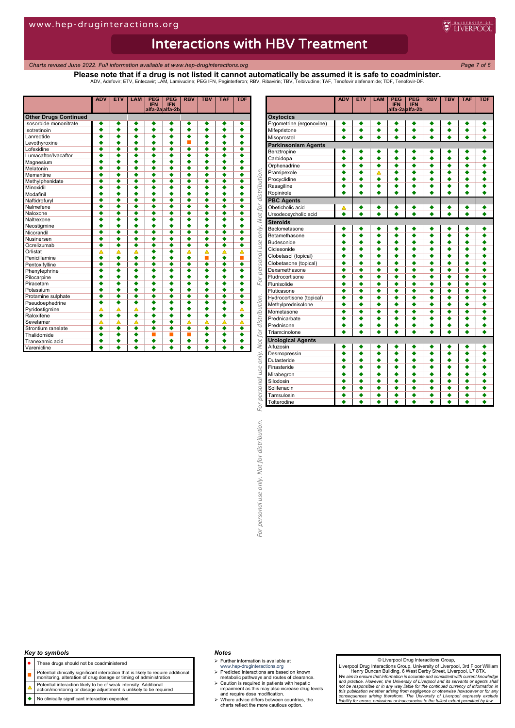# Interactions with HBV Treatment

*Charts revised June 2022. Full information available at www.hep-druginteractions.org*

**Please note that if a drug is not listed it cannot automatically be assumed it is safe to coadminister.**

ADV, Adefovir; ETV, Entecavir; LAM, Lamivudine; PEG IFN, Peginterferon; RBV, Ribavirin; TBV, Telbivudine; TAF, Tenofovir alafenamide; TDF, Tenofovir-DF.

| | ADV | ETV | LAM | PEG IFN alfa-2a | PEG IFN alfa-2b | RBV | TBV | TAF | TDF |
|---|---|---|---|---|---|---|---|---|---|
| **Other Drugs Continued** | | | | | | | | | |
| Isosorbide mononitrate | ◆ | ◆ | ◆ | ◆ | ◆ | ◆ | ◆ | ◆ | ◆ |
| Isotretinoin | ◆ | ◆ | ◆ | ◆ | ◆ | ◆ | ◆ | ◆ | ◆ |
| Lanreotide | ◆ | ◆ | ◆ | ◆ | ◆ | ◆ | ◆ | ◆ | ◆ |
| Levothyroxine | ◆ | ◆ | ◆ | ◆ | ◆ | ■ | ◆ | ◆ | ◆ |
| Lofexidine | ◆ | ◆ | ◆ | ◆ | ◆ | ◆ | ◆ | ◆ | ◆ |
| Lumacaftor/Ivacaftor | ◆ | ◆ | ◆ | ◆ | ◆ | ◆ | ◆ | ◆ | ◆ |
| Magnesium | ◆ | ◆ | ◆ | ◆ | ◆ | ◆ | ◆ | ◆ | ◆ |
| Melatonin | ◆ | ◆ | ◆ | ◆ | ◆ | ◆ | ◆ | ◆ | ◆ |
| Memantine | ◆ | ◆ | ◆ | ◆ | ◆ | ◆ | ◆ | ◆ | ◆ |
| Methylphenidate | ◆ | ◆ | ◆ | ◆ | ◆ | ◆ | ◆ | ◆ | ◆ |
| Minoxidil | ◆ | ◆ | ◆ | ◆ | ◆ | ◆ | ◆ | ◆ | ◆ |
| Modafinil | ◆ | ◆ | ◆ | ◆ | ◆ | ◆ | ◆ | ◆ | ◆ |
| Naftidrofuryl | ◆ | ◆ | ◆ | ◆ | ◆ | ◆ | ◆ | ◆ | ◆ |
| Nalmefene | ◆ | ◆ | ◆ | ◆ | ◆ | ◆ | ◆ | ◆ | ◆ |
| Naloxone | ◆ | ◆ | ◆ | ◆ | ◆ | ◆ | ◆ | ◆ | ◆ |
| Naltrexone | ◆ | ◆ | ◆ | ◆ | ◆ | ◆ | ◆ | ◆ | ◆ |
| Neostigmine | ◆ | ◆ | ◆ | ◆ | ◆ | ◆ | ◆ | ◆ | ◆ |
| Nicorandil | ◆ | ◆ | ◆ | ◆ | ◆ | ◆ | ◆ | ◆ | ◆ |
| Nusinersen | ◆ | ◆ | ◆ | ◆ | ◆ | ◆ | ◆ | ◆ | ◆ |
| Ocrelizumab | ◆ | ◆ | ◆ | ◆ | ◆ | ◆ | ◆ | ◆ | ◆ |
| Orlistat | △ | △ | △ | ◆ | ◆ | △ | △ | △ | △ |
| Penicillamine | ◆ | ◆ | ◆ | ◆ | ◆ | ◆ | ■ | ◆ | ■ |
| Pentoxifylline | ◆ | ◆ | ◆ | ◆ | ◆ | ◆ | ◆ | ◆ | ◆ |
| Phenylephrine | ◆ | ◆ | ◆ | ◆ | ◆ | ◆ | ◆ | ◆ | ◆ |
| Pilocarpine | ◆ | ◆ | ◆ | ◆ | ◆ | ◆ | ◆ | ◆ | ◆ |
| Piracetam | ◆ | ◆ | ◆ | ◆ | ◆ | ◆ | ◆ | ◆ | ◆ |
| Potassium | ◆ | ◆ | ◆ | ◆ | ◆ | ◆ | ◆ | ◆ | ◆ |
| Protamine sulphate | ◆ | ◆ | ◆ | ◆ | ◆ | ◆ | ◆ | ◆ | ◆ |
| Pseudoephedrine | ◆ | ◆ | ◆ | ◆ | ◆ | ◆ | ◆ | ◆ | ◆ |
| Pyridostigmine | △ | △ | △ | ◆ | ◆ | ◆ | ◆ | ◆ | △ |
| Raloxifene | ◆ | ◆ | ◆ | ◆ | ◆ | ◆ | ◆ | ◆ | ◆ |
| Sevelamer | △ | △ | △ | ◆ | ◆ | △ | △ | △ | △ |
| Strontium ranelate | ◆ | ◆ | ◆ | ◆ | ◆ | ◆ | ◆ | ◆ | ◆ |
| Thalidomide | ◆ | ◆ | ◆ | ■ | ■ | ■ | ◆ | ◆ | ◆ |
| Tranexamic acid | ◆ | ◆ | ◆ | ◆ | ◆ | ◆ | ◆ | ◆ | ◆ |
| Varenicline | ◆ | ◆ | ◆ | ◆ | ◆ | ◆ | ◆ | ◆ | ◆ |

| | ADV | ETV | LAM | PEG IFN alfa-2a | PEG IFN alfa-2b | RBV | TBV | TAF | TDF |
|---|---|---|---|---|---|---|---|---|---|
| **Oxytocics** | | | | | | | | | |
| Ergometrine (ergonovine) | ◆ | ◆ | ◆ | ◆ | ◆ | ◆ | ◆ | ◆ | ◆ |
| Mifepristone | ◆ | ◆ | ◆ | ◆ | ◆ | ◆ | ◆ | ◆ | ◆ |
| Misoprostol | ◆ | ◆ | ◆ | ◆ | ◆ | ◆ | ◆ | ◆ | ◆ |
| **Parkinsonism Agents** | | | | | | | | | |
| Benztropine | ◆ | ◆ | ◆ | ◆ | ◆ | ◆ | ◆ | ◆ | ◆ |
| Carbidopa | ◆ | ◆ | ◆ | ◆ | ◆ | ◆ | ◆ | ◆ | ◆ |
| Orphenadrine | ◆ | ◆ | ◆ | ◆ | ◆ | ◆ | ◆ | ◆ | ◆ |
| Pramipexole | ◆ | ◆ | △ | ◆ | ◆ | ◆ | ◆ | ◆ | ◆ |
| Procyclidine | ◆ | ◆ | ◆ | ◆ | ◆ | ◆ | ◆ | ◆ | ◆ |
| Rasagiline | ◆ | ◆ | ◆ | ◆ | ◆ | ◆ | ◆ | ◆ | ◆ |
| Ropinirole | ◆ | ◆ | ◆ | ◆ | ◆ | ◆ | ◆ | ◆ | ◆ |
| **PBC Agents** | | | | | | | | | |
| Obeticholic acid | △ | ◆ | ◆ | ◆ | ◆ | ◆ | ◆ | ◆ | ◆ |
| Ursodeoxycholic acid | ◆ | ◆ | ◆ | ◆ | ◆ | ◆ | ◆ | ◆ | ◆ |
| **Steroids** | | | | | | | | | |
| Beclometasone | ◆ | ◆ | ◆ | ◆ | ◆ | ◆ | ◆ | ◆ | ◆ |
| Betamethasone | ◆ | ◆ | ◆ | ◆ | ◆ | ◆ | ◆ | ◆ | ◆ |
| Budesonide | ◆ | ◆ | ◆ | ◆ | ◆ | ◆ | ◆ | ◆ | ◆ |
| Ciclesonide | ◆ | ◆ | ◆ | ◆ | ◆ | ◆ | ◆ | ◆ | ◆ |
| Clobetasol (topical) | ◆ | ◆ | ◆ | ◆ | ◆ | ◆ | ◆ | ◆ | ◆ |
| Clobetasone (topical) | ◆ | ◆ | ◆ | ◆ | ◆ | ◆ | ◆ | ◆ | ◆ |
| Dexamethasone | ◆ | ◆ | ◆ | ◆ | ◆ | ◆ | ◆ | ◆ | ◆ |
| Fludrocortisone | ◆ | ◆ | ◆ | ◆ | ◆ | ◆ | ◆ | ◆ | ◆ |
| Flunisolide | ◆ | ◆ | ◆ | ◆ | ◆ | ◆ | ◆ | ◆ | ◆ |
| Fluticasone | ◆ | ◆ | ◆ | ◆ | ◆ | ◆ | ◆ | ◆ | ◆ |
| Hydrocortisone (topical) | ◆ | ◆ | ◆ | ◆ | ◆ | ◆ | ◆ | ◆ | ◆ |
| Methylprednisolone | ◆ | ◆ | ◆ | ◆ | ◆ | ◆ | ◆ | ◆ | ◆ |
| Mometasone | ◆ | ◆ | ◆ | ◆ | ◆ | ◆ | ◆ | ◆ | ◆ |
| Prednicarbate | ◆ | ◆ | ◆ | ◆ | ◆ | ◆ | ◆ | ◆ | ◆ |
| Prednisone | ◆ | ◆ | ◆ | ◆ | ◆ | ◆ | ◆ | ◆ | ◆ |
| Triamcinolone | ◆ | ◆ | ◆ | ◆ | ◆ | ◆ | ◆ | ◆ | ◆ |
| **Urological Agents** | | | | | | | | | |
| Alfuzosin | ◆ | ◆ | ◆ | ◆ | ◆ | ◆ | ◆ | ◆ | ◆ |
| Desmopressin | ◆ | ◆ | ◆ | ◆ | ◆ | ◆ | ◆ | ◆ | ◆ |
| Dutasteride | ◆ | ◆ | ◆ | ◆ | ◆ | ◆ | ◆ | ◆ | ◆ |
| Finasteride | ◆ | ◆ | ◆ | ◆ | ◆ | ◆ | ◆ | ◆ | ◆ |
| Mirabegron | ◆ | ◆ | ◆ | ◆ | ◆ | ◆ | ◆ | ◆ | ◆ |
| Silodosin | ◆ | ◆ | ◆ | ◆ | ◆ | ◆ | ◆ | ◆ | ◆ |
| Solifenacin | ◆ | ◆ | ◆ | ◆ | ◆ | ◆ | ◆ | ◆ | ◆ |
| Tamsulosin | ◆ | ◆ | ◆ | ◆ | ◆ | ◆ | ◆ | ◆ | ◆ |
| Tolterodine | ◆ | ◆ | ◆ | ◆ | ◆ | ◆ | ◆ | ◆ | ◆ |

*For personal use only. Not for distribution.*

### Key to symbols

| | |
|---|---|
| ● | These drugs should not be coadministered |
| ■ | Potential clinically significant interaction that is likely to require additional monitoring, alteration of drug dosage or timing of administration |
| △ | Potential interaction likely to be of weak intensity. Additional action/monitoring or dosage adjustment is unlikely to be required |
| ◆ | No clinically significant interaction expected |

### Notes

- Further information is available at www.hep-druginteractions.org
- Predicted interactions are based on known metabolic pathways and routes of clearance.
- Caution is required in patients with hepatic impairment as this may also increase drug levels and require dose modification.
- Where advice differs between countries, the charts reflect the more cautious option.

© Liverpool Drug Interactions Group,
Liverpool Drug Interactions Group, University of Liverpool, 3rd Floor William Henry Duncan Building, 6 West Derby Street, Liverpool, L7 8TX.
*We aim to ensure that information is accurate and consistent with current knowledge and practice. However, the University of Liverpool and its servants or agents shall not be responsible or in any way liable for the continued currency of information in this publication whether arising from negligence or otherwise howsoever or for any consequences arising therefrom. The University of Liverpool expressly exclude liability for errors, omissions or inaccuracies to the fullest extent permitted by law.*